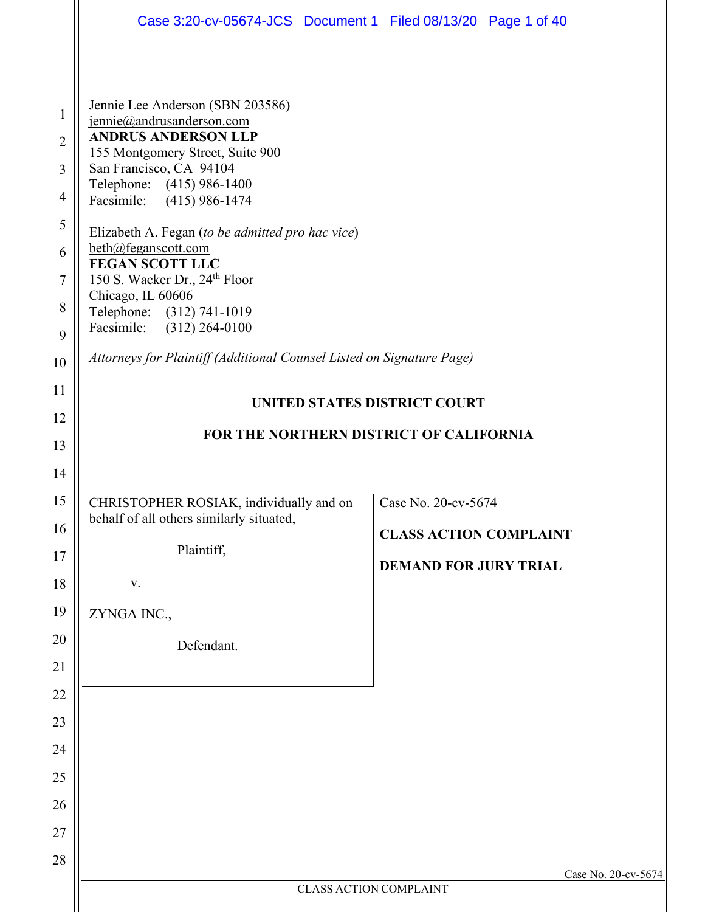Jennie Lee Anderson (SBN 203586)
jennie@andrusanderson.com
**ANDRUS ANDERSON LLP**
155 Montgomery Street, Suite 900
San Francisco, CA 94104
Telephone: (415) 986-1400
Facsimile: (415) 986-1474

Elizabeth A. Fegan (*to be admitted pro hac vice*)
beth@feganscott.com
**FEGAN SCOTT LLC**
150 S. Wacker Dr., 24th Floor
Chicago, IL 60606
Telephone: (312) 741-1019
Facsimile: (312) 264-0100

*Attorneys for Plaintiff (Additional Counsel Listed on Signature Page)*

**UNITED STATES DISTRICT COURT**

**FOR THE NORTHERN DISTRICT OF CALIFORNIA**

CHRISTOPHER ROSIAK, individually and on behalf of all others similarly situated,

Plaintiff,

v.

ZYNGA INC.,

Defendant.

Case No. 20-cv-5674

**CLASS ACTION COMPLAINT**

**DEMAND FOR JURY TRIAL**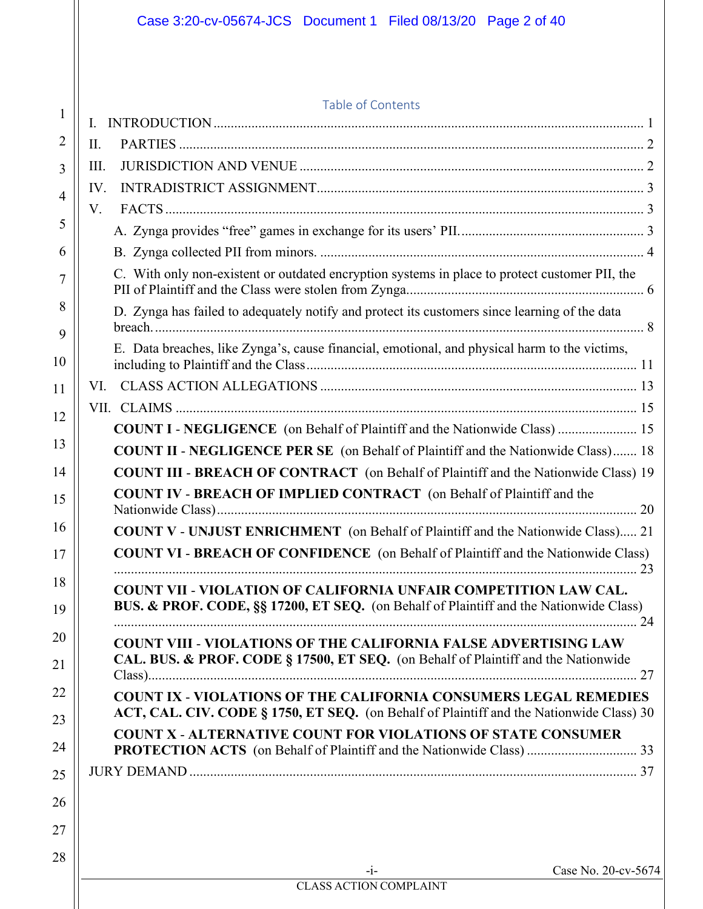# Table of Contents

I. INTRODUCTION ........................................................................................................................ 1

II. PARTIES .................................................................................................................................. 2

III. JURISDICTION AND VENUE ................................................................................................. 2

IV. INTRADISTRICT ASSIGNMENT............................................................................................ 3

V. FACTS ........................................................................................................................................ 3

A. Zynga provides "free" games in exchange for its users' PII. ..................................................... 3

B. Zynga collected PII from minors. ............................................................................................... 4

C. With only non-existent or outdated encryption systems in place to protect customer PII, the PII of Plaintiff and the Class were stolen from Zynga. ........................................................................ 6

D. Zynga has failed to adequately notify and protect its customers since learning of the data breach. ............................................................................................................................................ 8

E. Data breaches, like Zynga's, cause financial, emotional, and physical harm to the victims, including to Plaintiff and the Class ............................................................................................... 11

VI. CLASS ACTION ALLEGATIONS .......................................................................................... 13

VII. CLAIMS .................................................................................................................................. 15

**COUNT I - NEGLIGENCE** (on Behalf of Plaintiff and the Nationwide Class) ....................... 15

**COUNT II - NEGLIGENCE PER SE** (on Behalf of Plaintiff and the Nationwide Class)....... 18

**COUNT III - BREACH OF CONTRACT** (on Behalf of Plaintiff and the Nationwide Class) 19

**COUNT IV - BREACH OF IMPLIED CONTRACT** (on Behalf of Plaintiff and the Nationwide Class) ........................................................................................................................ 20

**COUNT V - UNJUST ENRICHMENT** (on Behalf of Plaintiff and the Nationwide Class)..... 21

**COUNT VI - BREACH OF CONFIDENCE** (on Behalf of Plaintiff and the Nationwide Class) ........................................................................................................................................ 23

**COUNT VII - VIOLATION OF CALIFORNIA UNFAIR COMPETITION LAW CAL. BUS. & PROF. CODE, §§ 17200, ET SEQ.** (on Behalf of Plaintiff and the Nationwide Class) ........................................................................................................................................ 24

**COUNT VIII - VIOLATIONS OF THE CALIFORNIA FALSE ADVERTISING LAW CAL. BUS. & PROF. CODE § 17500, ET SEQ.** (on Behalf of Plaintiff and the Nationwide Class)............................................................................................................................ 27

**COUNT IX - VIOLATIONS OF THE CALIFORNIA CONSUMERS LEGAL REMEDIES ACT, CAL. CIV. CODE § 1750, ET SEQ.** (on Behalf of Plaintiff and the Nationwide Class) 30

**COUNT X - ALTERNATIVE COUNT FOR VIOLATIONS OF STATE CONSUMER PROTECTION ACTS** (on Behalf of Plaintiff and the Nationwide Class) ................................ 33

JURY DEMAND ................................................................................................................................ 37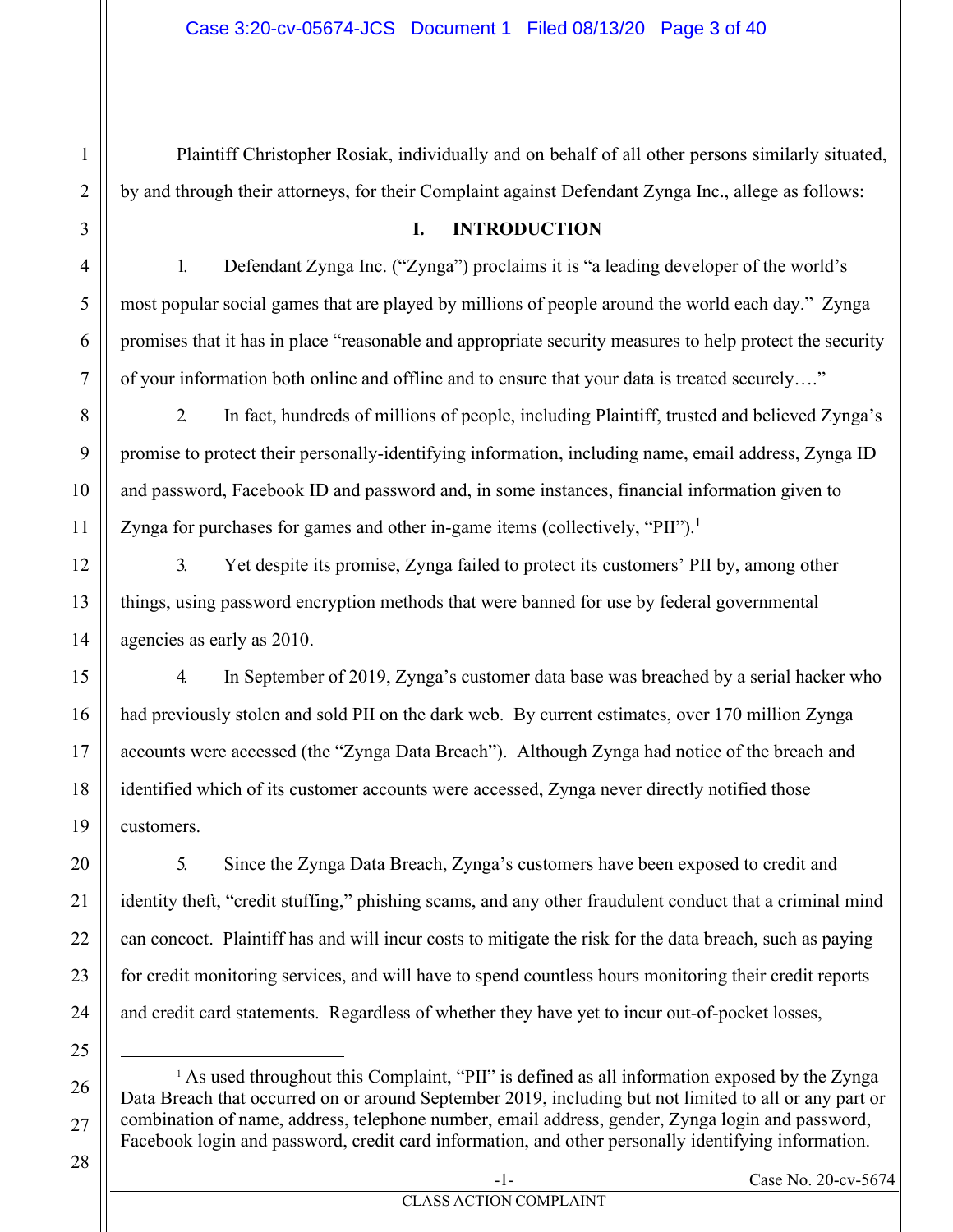Plaintiff Christopher Rosiak, individually and on behalf of all other persons similarly situated, by and through their attorneys, for their Complaint against Defendant Zynga Inc., allege as follows:

## I. INTRODUCTION

1. Defendant Zynga Inc. ("Zynga") proclaims it is "a leading developer of the world's most popular social games that are played by millions of people around the world each day." Zynga promises that it has in place "reasonable and appropriate security measures to help protect the security of your information both online and offline and to ensure that your data is treated securely…."

2. In fact, hundreds of millions of people, including Plaintiff, trusted and believed Zynga's promise to protect their personally-identifying information, including name, email address, Zynga ID and password, Facebook ID and password and, in some instances, financial information given to Zynga for purchases for games and other in-game items (collectively, "PII").[1]

3. Yet despite its promise, Zynga failed to protect its customers' PII by, among other things, using password encryption methods that were banned for use by federal governmental agencies as early as 2010.

4. In September of 2019, Zynga's customer data base was breached by a serial hacker who had previously stolen and sold PII on the dark web. By current estimates, over 170 million Zynga accounts were accessed (the "Zynga Data Breach"). Although Zynga had notice of the breach and identified which of its customer accounts were accessed, Zynga never directly notified those customers.

5. Since the Zynga Data Breach, Zynga's customers have been exposed to credit and identity theft, "credit stuffing," phishing scams, and any other fraudulent conduct that a criminal mind can concoct. Plaintiff has and will incur costs to mitigate the risk for the data breach, such as paying for credit monitoring services, and will have to spend countless hours monitoring their credit reports and credit card statements. Regardless of whether they have yet to incur out-of-pocket losses,

---

[1] As used throughout this Complaint, "PII" is defined as all information exposed by the Zynga Data Breach that occurred on or around September 2019, including but not limited to all or any part or combination of name, address, telephone number, email address, gender, Zynga login and password, Facebook login and password, credit card information, and other personally identifying information.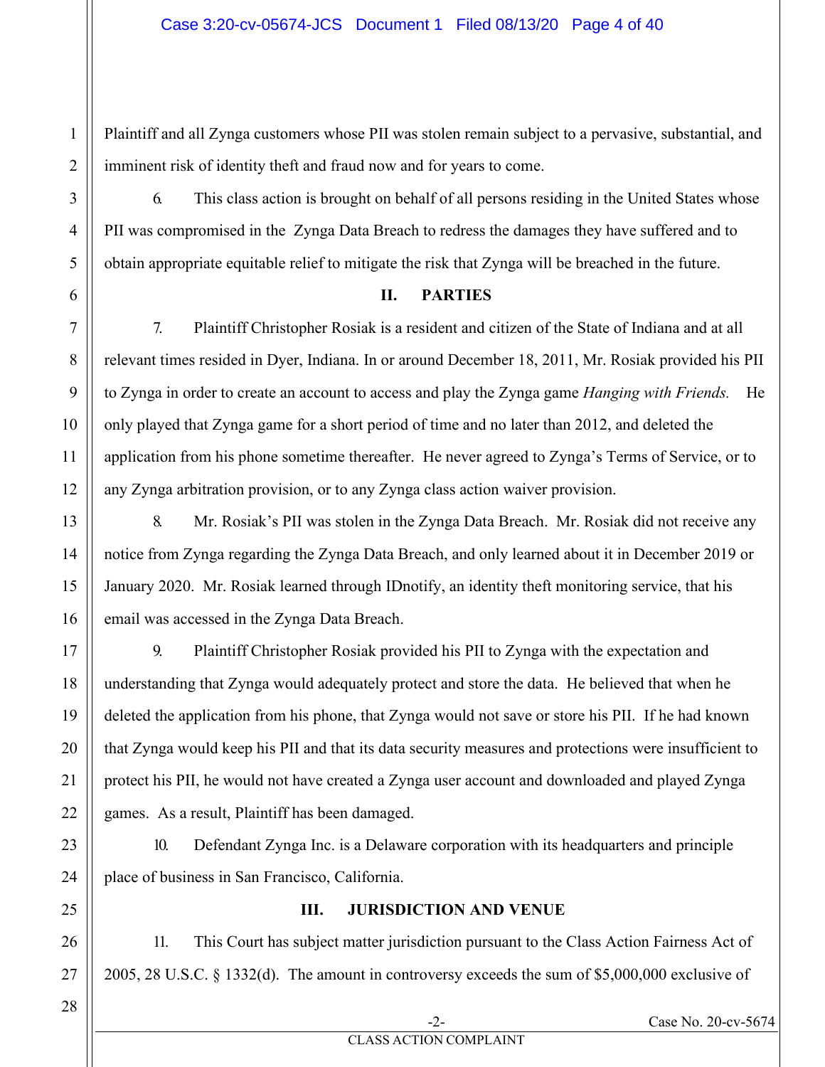Plaintiff and all Zynga customers whose PII was stolen remain subject to a pervasive, substantial, and imminent risk of identity theft and fraud now and for years to come.

6. This class action is brought on behalf of all persons residing in the United States whose PII was compromised in the Zynga Data Breach to redress the damages they have suffered and to obtain appropriate equitable relief to mitigate the risk that Zynga will be breached in the future.

## II. PARTIES

7. Plaintiff Christopher Rosiak is a resident and citizen of the State of Indiana and at all relevant times resided in Dyer, Indiana. In or around December 18, 2011, Mr. Rosiak provided his PII to Zynga in order to create an account to access and play the Zynga game *Hanging with Friends.* He only played that Zynga game for a short period of time and no later than 2012, and deleted the application from his phone sometime thereafter. He never agreed to Zynga's Terms of Service, or to any Zynga arbitration provision, or to any Zynga class action waiver provision.

8. Mr. Rosiak's PII was stolen in the Zynga Data Breach. Mr. Rosiak did not receive any notice from Zynga regarding the Zynga Data Breach, and only learned about it in December 2019 or January 2020. Mr. Rosiak learned through IDnotify, an identity theft monitoring service, that his email was accessed in the Zynga Data Breach.

9. Plaintiff Christopher Rosiak provided his PII to Zynga with the expectation and understanding that Zynga would adequately protect and store the data. He believed that when he deleted the application from his phone, that Zynga would not save or store his PII. If he had known that Zynga would keep his PII and that its data security measures and protections were insufficient to protect his PII, he would not have created a Zynga user account and downloaded and played Zynga games. As a result, Plaintiff has been damaged.

10. Defendant Zynga Inc. is a Delaware corporation with its headquarters and principle place of business in San Francisco, California.

## III. JURISDICTION AND VENUE

11. This Court has subject matter jurisdiction pursuant to the Class Action Fairness Act of 2005, 28 U.S.C. § 1332(d). The amount in controversy exceeds the sum of $5,000,000 exclusive of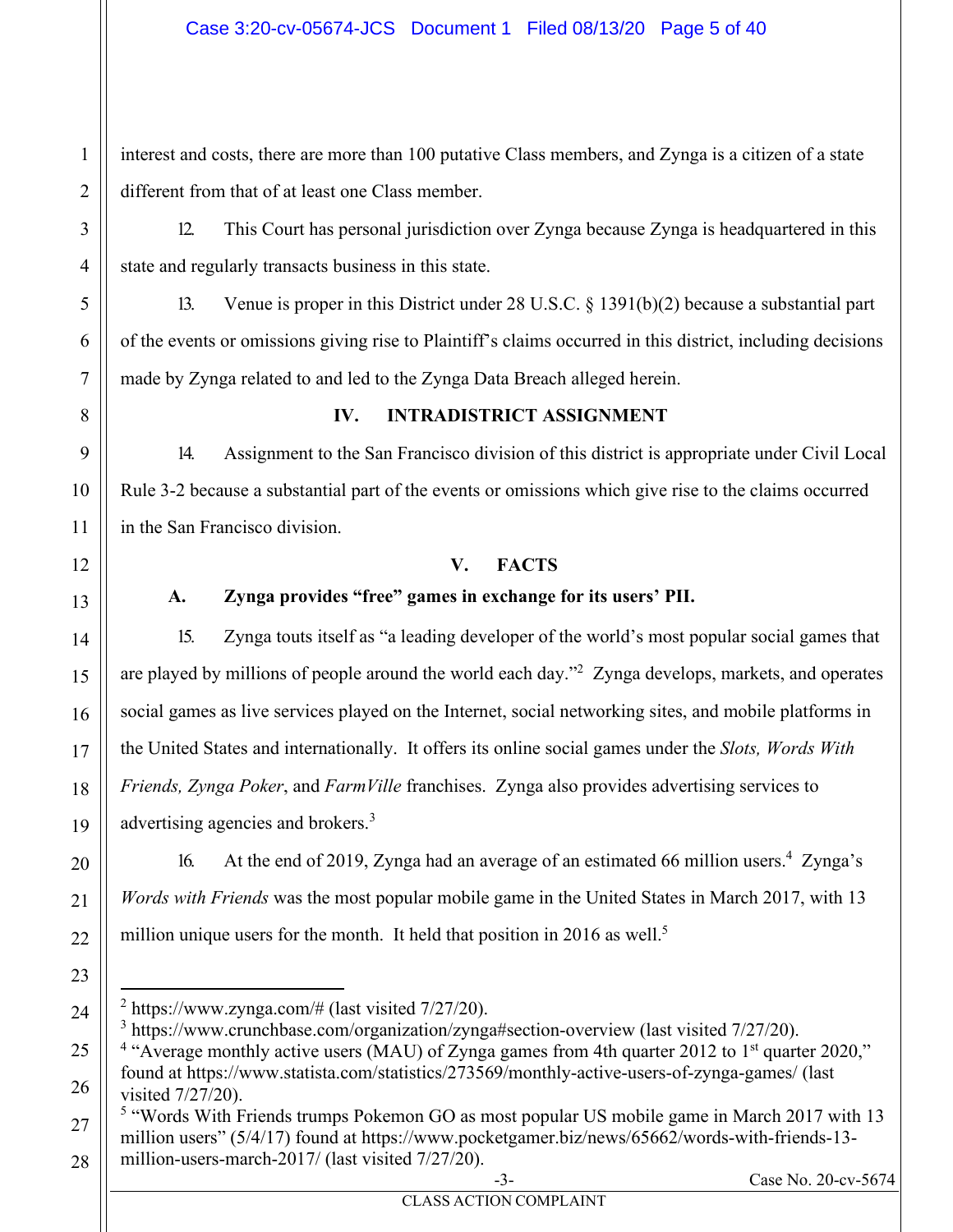interest and costs, there are more than 100 putative Class members, and Zynga is a citizen of a state different from that of at least one Class member.

12. This Court has personal jurisdiction over Zynga because Zynga is headquartered in this state and regularly transacts business in this state.

13. Venue is proper in this District under 28 U.S.C. § 1391(b)(2) because a substantial part of the events or omissions giving rise to Plaintiff's claims occurred in this district, including decisions made by Zynga related to and led to the Zynga Data Breach alleged herein.

## IV. INTRADISTRICT ASSIGNMENT

14. Assignment to the San Francisco division of this district is appropriate under Civil Local Rule 3-2 because a substantial part of the events or omissions which give rise to the claims occurred in the San Francisco division.

## V. FACTS

### A. Zynga provides "free" games in exchange for its users' PII.

15. Zynga touts itself as "a leading developer of the world's most popular social games that are played by millions of people around the world each day."[2] Zynga develops, markets, and operates social games as live services played on the Internet, social networking sites, and mobile platforms in the United States and internationally. It offers its online social games under the *Slots, Words With Friends, Zynga Poker*, and *FarmVille* franchises. Zynga also provides advertising services to advertising agencies and brokers.[3]

16. At the end of 2019, Zynga had an average of an estimated 66 million users.[4] Zynga's *Words with Friends* was the most popular mobile game in the United States in March 2017, with 13 million unique users for the month. It held that position in 2016 as well.[5]

---

[2] https://www.zynga.com/# (last visited 7/27/20).

[3] https://www.crunchbase.com/organization/zynga#section-overview (last visited 7/27/20).

[4] "Average monthly active users (MAU) of Zynga games from 4th quarter 2012 to 1st quarter 2020," found at https://www.statista.com/statistics/273569/monthly-active-users-of-zynga-games/ (last visited 7/27/20).

[5] "Words With Friends trumps Pokemon GO as most popular US mobile game in March 2017 with 13 million users" (5/4/17) found at https://www.pocketgamer.biz/news/65662/words-with-friends-13-million-users-march-2017/ (last visited 7/27/20).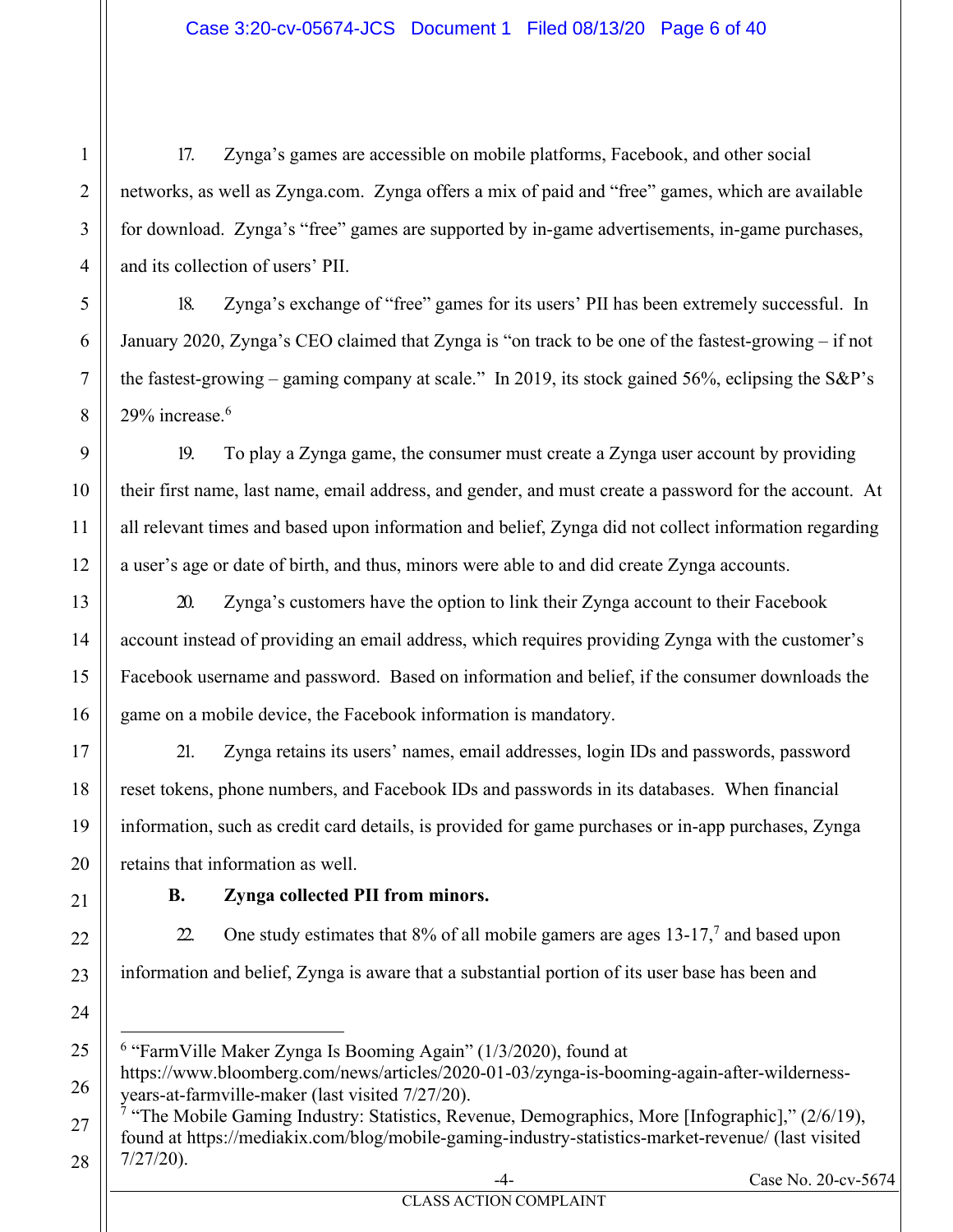17. Zynga's games are accessible on mobile platforms, Facebook, and other social networks, as well as Zynga.com. Zynga offers a mix of paid and "free" games, which are available for download. Zynga's "free" games are supported by in-game advertisements, in-game purchases, and its collection of users' PII.

18. Zynga's exchange of "free" games for its users' PII has been extremely successful. In January 2020, Zynga's CEO claimed that Zynga is "on track to be one of the fastest-growing – if not the fastest-growing – gaming company at scale." In 2019, its stock gained 56%, eclipsing the S&P's 29% increase.[6]

19. To play a Zynga game, the consumer must create a Zynga user account by providing their first name, last name, email address, and gender, and must create a password for the account. At all relevant times and based upon information and belief, Zynga did not collect information regarding a user's age or date of birth, and thus, minors were able to and did create Zynga accounts.

20. Zynga's customers have the option to link their Zynga account to their Facebook account instead of providing an email address, which requires providing Zynga with the customer's Facebook username and password. Based on information and belief, if the consumer downloads the game on a mobile device, the Facebook information is mandatory.

21. Zynga retains its users' names, email addresses, login IDs and passwords, password reset tokens, phone numbers, and Facebook IDs and passwords in its databases. When financial information, such as credit card details, is provided for game purchases or in-app purchases, Zynga retains that information as well.

**B. Zynga collected PII from minors.**

22. One study estimates that 8% of all mobile gamers are ages 13-17,[7] and based upon information and belief, Zynga is aware that a substantial portion of its user base has been and

---

[6] "FarmVille Maker Zynga Is Booming Again" (1/3/2020), found at https://www.bloomberg.com/news/articles/2020-01-03/zynga-is-booming-again-after-wilderness-years-at-farmville-maker (last visited 7/27/20).

[7] "The Mobile Gaming Industry: Statistics, Revenue, Demographics, More [Infographic]," (2/6/19), found at https://mediakix.com/blog/mobile-gaming-industry-statistics-market-revenue/ (last visited 7/27/20).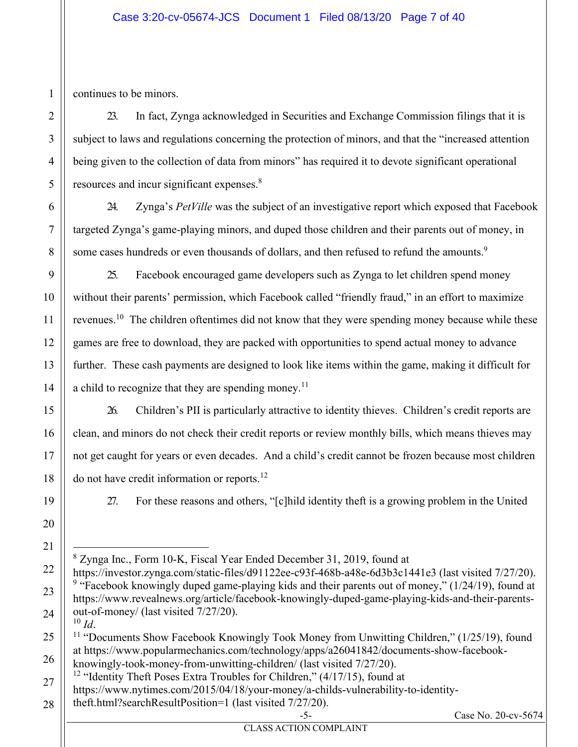continues to be minors.

23. In fact, Zynga acknowledged in Securities and Exchange Commission filings that it is subject to laws and regulations concerning the protection of minors, and that the "increased attention being given to the collection of data from minors" has required it to devote significant operational resources and incur significant expenses.[8]

24. Zynga's *PetVille* was the subject of an investigative report which exposed that Facebook targeted Zynga's game-playing minors, and duped those children and their parents out of money, in some cases hundreds or even thousands of dollars, and then refused to refund the amounts.[9]

25. Facebook encouraged game developers such as Zynga to let children spend money without their parents' permission, which Facebook called "friendly fraud," in an effort to maximize revenues.[10] The children oftentimes did not know that they were spending money because while these games are free to download, they are packed with opportunities to spend actual money to advance further. These cash payments are designed to look like items within the game, making it difficult for a child to recognize that they are spending money.[11]

26. Children's PII is particularly attractive to identity thieves. Children's credit reports are clean, and minors do not check their credit reports or review monthly bills, which means thieves may not get caught for years or even decades. And a child's credit cannot be frozen because most children do not have credit information or reports.[12]

27. For these reasons and others, "[c]hild identity theft is a growing problem in the United

---

[8] Zynga Inc., Form 10-K, Fiscal Year Ended December 31, 2019, found at https://investor.zynga.com/static-files/d91122ee-c93f-468b-a48e-6d3b3c1441e3 (last visited 7/27/20).

[9] "Facebook knowingly duped game-playing kids and their parents out of money," (1/24/19), found at https://www.revealnews.org/article/facebook-knowingly-duped-game-playing-kids-and-their-parents-out-of-money/ (last visited 7/27/20).

[10] *Id*.

[11] "Documents Show Facebook Knowingly Took Money from Unwitting Children," (1/25/19), found at https://www.popularmechanics.com/technology/apps/a26041842/documents-show-facebook-knowingly-took-money-from-unwitting-children/ (last visited 7/27/20).

[12] "Identity Theft Poses Extra Troubles for Children," (4/17/15), found at https://www.nytimes.com/2015/04/18/your-money/a-childs-vulnerability-to-identity-theft.html?searchResultPosition=1 (last visited 7/27/20).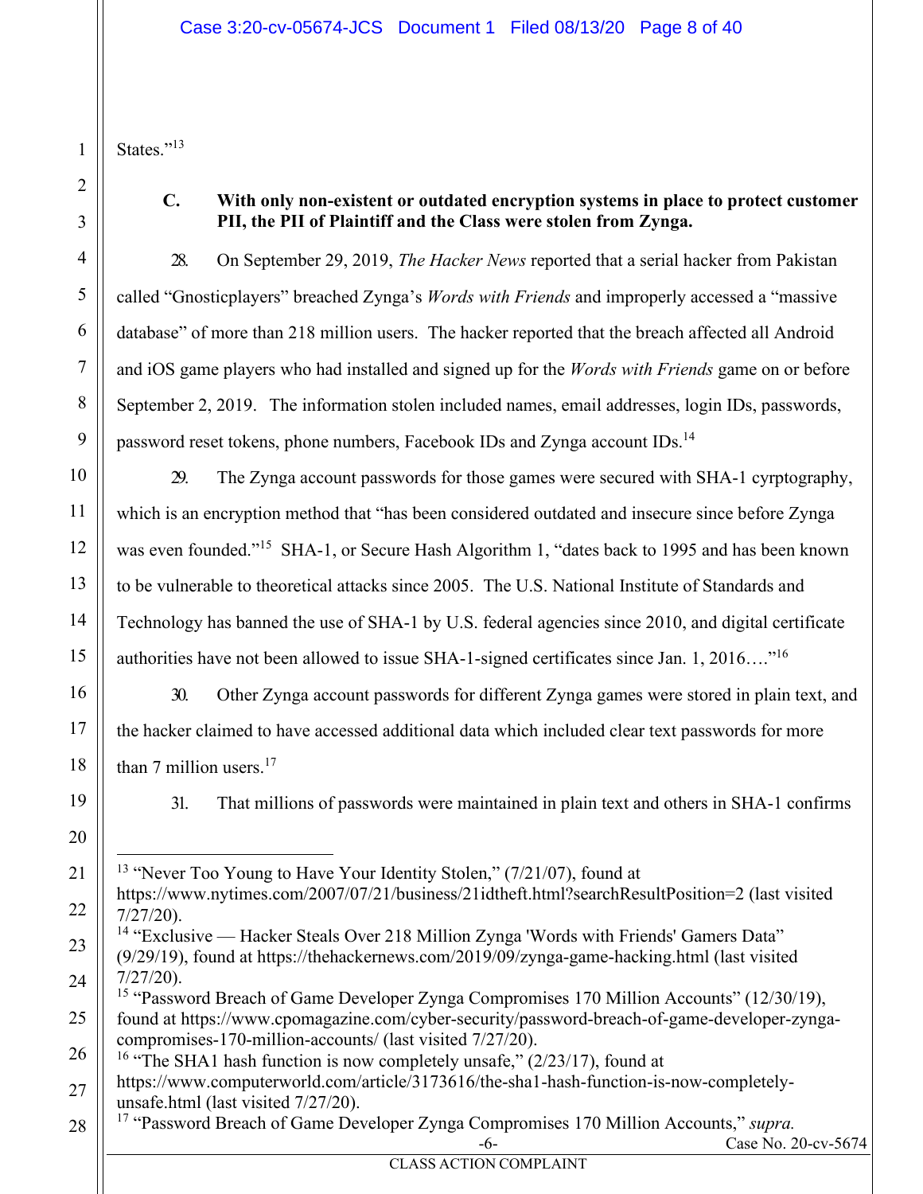States."[13]

### C. With only non-existent or outdated encryption systems in place to protect customer PII, the PII of Plaintiff and the Class were stolen from Zynga.

28. On September 29, 2019, *The Hacker News* reported that a serial hacker from Pakistan called "Gnosticplayers" breached Zynga's *Words with Friends* and improperly accessed a "massive database" of more than 218 million users. The hacker reported that the breach affected all Android and iOS game players who had installed and signed up for the *Words with Friends* game on or before September 2, 2019. The information stolen included names, email addresses, login IDs, passwords, password reset tokens, phone numbers, Facebook IDs and Zynga account IDs.[14]

29. The Zynga account passwords for those games were secured with SHA-1 cyrptography, which is an encryption method that "has been considered outdated and insecure since before Zynga was even founded."[15] SHA-1, or Secure Hash Algorithm 1, "dates back to 1995 and has been known to be vulnerable to theoretical attacks since 2005. The U.S. National Institute of Standards and Technology has banned the use of SHA-1 by U.S. federal agencies since 2010, and digital certificate authorities have not been allowed to issue SHA-1-signed certificates since Jan. 1, 2016…."[16]

30. Other Zynga account passwords for different Zynga games were stored in plain text, and the hacker claimed to have accessed additional data which included clear text passwords for more than 7 million users.[17]

31. That millions of passwords were maintained in plain text and others in SHA-1 confirms

---

[13] "Never Too Young to Have Your Identity Stolen," (7/21/07), found at https://www.nytimes.com/2007/07/21/business/21idtheft.html?searchResultPosition=2 (last visited 7/27/20).

[14] "Exclusive — Hacker Steals Over 218 Million Zynga 'Words with Friends' Gamers Data" (9/29/19), found at https://thehackernews.com/2019/09/zynga-game-hacking.html (last visited 7/27/20).

[15] "Password Breach of Game Developer Zynga Compromises 170 Million Accounts" (12/30/19), found at https://www.cpomagazine.com/cyber-security/password-breach-of-game-developer-zynga-compromises-170-million-accounts/ (last visited 7/27/20).

[16] "The SHA1 hash function is now completely unsafe," (2/23/17), found at https://www.computerworld.com/article/3173616/the-sha1-hash-function-is-now-completely-unsafe.html (last visited 7/27/20).

[17] "Password Breach of Game Developer Zynga Compromises 170 Million Accounts," *supra.*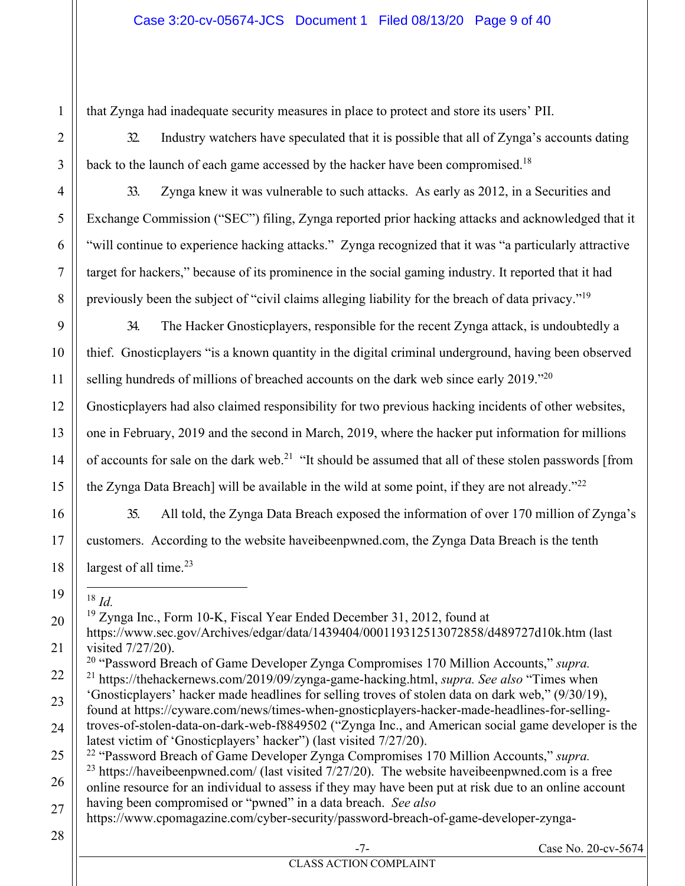that Zynga had inadequate security measures in place to protect and store its users' PII.

32. Industry watchers have speculated that it is possible that all of Zynga's accounts dating back to the launch of each game accessed by the hacker have been compromised.[18]

33. Zynga knew it was vulnerable to such attacks. As early as 2012, in a Securities and Exchange Commission ("SEC") filing, Zynga reported prior hacking attacks and acknowledged that it "will continue to experience hacking attacks." Zynga recognized that it was "a particularly attractive target for hackers," because of its prominence in the social gaming industry. It reported that it had previously been the subject of "civil claims alleging liability for the breach of data privacy."[19]

34. The Hacker Gnosticplayers, responsible for the recent Zynga attack, is undoubtedly a thief. Gnosticplayers "is a known quantity in the digital criminal underground, having been observed selling hundreds of millions of breached accounts on the dark web since early 2019."[20] Gnosticplayers had also claimed responsibility for two previous hacking incidents of other websites, one in February, 2019 and the second in March, 2019, where the hacker put information for millions of accounts for sale on the dark web.[21] "It should be assumed that all of these stolen passwords [from the Zynga Data Breach] will be available in the wild at some point, if they are not already."[22]

35. All told, the Zynga Data Breach exposed the information of over 170 million of Zynga's customers. According to the website haveibeenpwned.com, the Zynga Data Breach is the tenth largest of all time.[23]

---

[18] *Id.*

[19] Zynga Inc., Form 10-K, Fiscal Year Ended December 31, 2012, found at https://www.sec.gov/Archives/edgar/data/1439404/000119312513072858/d489727d10k.htm (last visited 7/27/20).

[20] "Password Breach of Game Developer Zynga Compromises 170 Million Accounts," *supra.*

[21] https://thehackernews.com/2019/09/zynga-game-hacking.html, *supra. See also* "Times when 'Gnosticplayers' hacker made headlines for selling troves of stolen data on dark web," (9/30/19), found at https://cyware.com/news/times-when-gnosticplayers-hacker-made-headlines-for-selling-troves-of-stolen-data-on-dark-web-f8849502 ("Zynga Inc., and American social game developer is the latest victim of 'Gnosticplayers' hacker") (last visited 7/27/20).

[22] "Password Breach of Game Developer Zynga Compromises 170 Million Accounts," *supra.*

[23] https://haveibeenpwned.com/ (last visited 7/27/20). The website haveibeenpwned.com is a free online resource for an individual to assess if they may have been put at risk due to an online account having been compromised or "pwned" in a data breach. *See also* https://www.cpomagazine.com/cyber-security/password-breach-of-game-developer-zynga-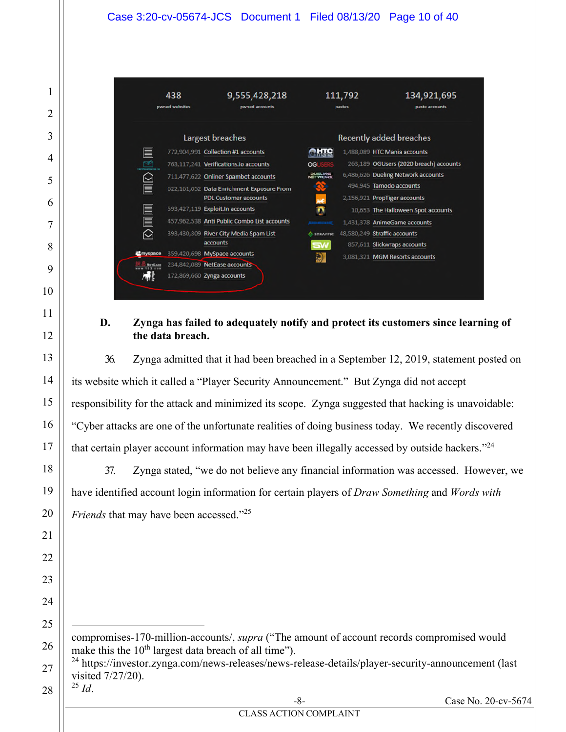| 438 | 9,555,428,218 | 111,792 | 134,921,695 |
|---|---|---|---|
| pwned websites | pwned accounts | pastes | paste accounts |

**Largest breaches**

- 772,904,991 Collection #1 accounts
- 763,117,241 Verifications.io accounts
- 711,477,622 Onliner Spambot accounts
- 622,161,052 Data Enrichment Exposure From PDL Customer accounts
- 593,427,119 Exploit.In accounts
- 457,962,538 Anti Public Combo List accounts
- 393,430,309 River City Media Spam List accounts
- 359,420,698 MySpace accounts
- 234,842,089 NetEase accounts
- 172,869,660 Zynga accounts

**Recently added breaches**

- 1,488,089 HTC Mania accounts
- 263,189 OGUsers (2020 breach) accounts
- 6,486,626 Dueling Network accounts
- 494,945 Tamodo accounts
- 2,156,921 PropTiger accounts
- 10,653 The Halloween Spot accounts
- 1,431,378 AnimeGame accounts
- 48,580,249 Straffic accounts
- 857,611 Slickwraps accounts
- 3,081,321 MGM Resorts accounts

**D. Zynga has failed to adequately notify and protect its customers since learning of the data breach.**

36. Zynga admitted that it had been breached in a September 12, 2019, statement posted on its website which it called a "Player Security Announcement." But Zynga did not accept responsibility for the attack and minimized its scope. Zynga suggested that hacking is unavoidable: "Cyber attacks are one of the unfortunate realities of doing business today. We recently discovered that certain player account information may have been illegally accessed by outside hackers."[24]

37. Zynga stated, "we do not believe any financial information was accessed. However, we have identified account login information for certain players of *Draw Something* and *Words with Friends* that may have been accessed."[25]

---

compromises-170-million-accounts/, *supra* ("The amount of account records compromised would make this the 10th largest data breach of all time").

[24] https://investor.zynga.com/news-releases/news-release-details/player-security-announcement (last visited 7/27/20).

[25] *Id.*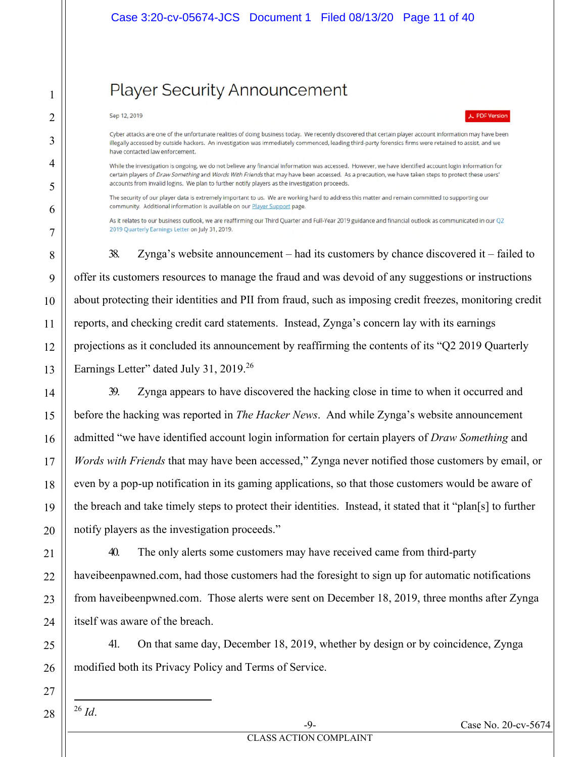# Player Security Announcement

Sep 12, 2019

PDF Version

Cyber attacks are one of the unfortunate realities of doing business today. We recently discovered that certain player account information may have been illegally accessed by outside hackers. An investigation was immediately commenced, leading third-party forensics firms were retained to assist, and we have contacted law enforcement.

While the investigation is ongoing, we do not believe any financial information was accessed. However, we have identified account login information for certain players of *Draw Something* and *Words With Friends* that may have been accessed. As a precaution, we have taken steps to protect these users' accounts from invalid logins. We plan to further notify players as the investigation proceeds.

The security of our player data is extremely important to us. We are working hard to address this matter and remain committed to supporting our community. Additional information is available on our Player Support page.

As it relates to our business outlook, we are reaffirming our Third Quarter and Full-Year 2019 guidance and financial outlook as communicated in our Q2 2019 Quarterly Earnings Letter on July 31, 2019.

38. Zynga's website announcement – had its customers by chance discovered it – failed to offer its customers resources to manage the fraud and was devoid of any suggestions or instructions about protecting their identities and PII from fraud, such as imposing credit freezes, monitoring credit reports, and checking credit card statements. Instead, Zynga's concern lay with its earnings projections as it concluded its announcement by reaffirming the contents of its "Q2 2019 Quarterly Earnings Letter" dated July 31, 2019.[26]

39. Zynga appears to have discovered the hacking close in time to when it occurred and before the hacking was reported in *The Hacker News*. And while Zynga's website announcement admitted "we have identified account login information for certain players of *Draw Something* and *Words with Friends* that may have been accessed," Zynga never notified those customers by email, or even by a pop-up notification in its gaming applications, so that those customers would be aware of the breach and take timely steps to protect their identities. Instead, it stated that it "plan[s] to further notify players as the investigation proceeds."

40. The only alerts some customers may have received came from third-party haveibeenpawned.com, had those customers had the foresight to sign up for automatic notifications from haveibeenpwned.com. Those alerts were sent on December 18, 2019, three months after Zynga itself was aware of the breach.

41. On that same day, December 18, 2019, whether by design or by coincidence, Zynga modified both its Privacy Policy and Terms of Service.

---

[26] *Id*.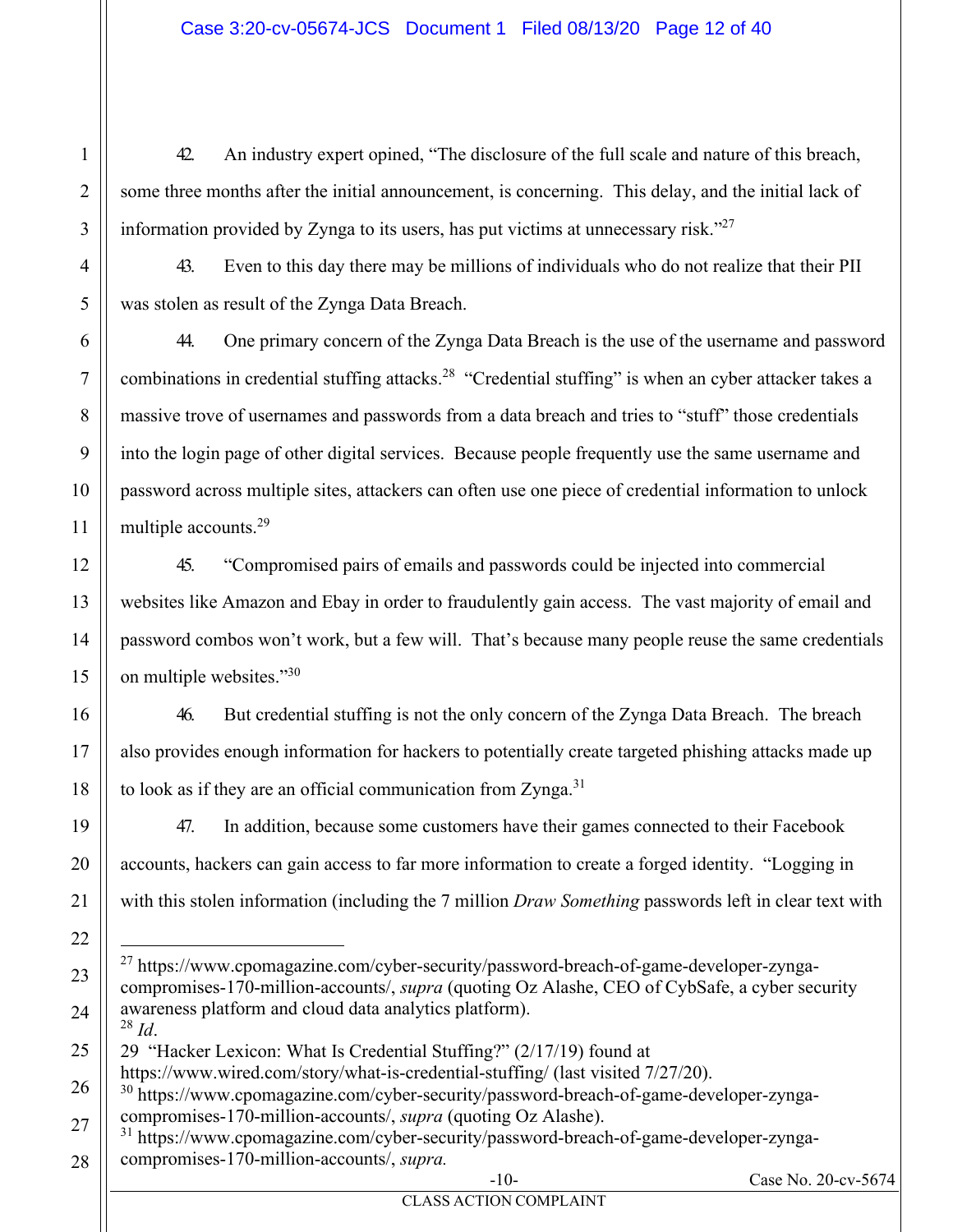42. An industry expert opined, "The disclosure of the full scale and nature of this breach, some three months after the initial announcement, is concerning. This delay, and the initial lack of information provided by Zynga to its users, has put victims at unnecessary risk."[27]

43. Even to this day there may be millions of individuals who do not realize that their PII was stolen as result of the Zynga Data Breach.

44. One primary concern of the Zynga Data Breach is the use of the username and password combinations in credential stuffing attacks.[28] "Credential stuffing" is when an cyber attacker takes a massive trove of usernames and passwords from a data breach and tries to "stuff" those credentials into the login page of other digital services. Because people frequently use the same username and password across multiple sites, attackers can often use one piece of credential information to unlock multiple accounts.[29]

45. "Compromised pairs of emails and passwords could be injected into commercial websites like Amazon and Ebay in order to fraudulently gain access. The vast majority of email and password combos won't work, but a few will. That's because many people reuse the same credentials on multiple websites."[30]

46. But credential stuffing is not the only concern of the Zynga Data Breach. The breach also provides enough information for hackers to potentially create targeted phishing attacks made up to look as if they are an official communication from Zynga.[31]

47. In addition, because some customers have their games connected to their Facebook accounts, hackers can gain access to far more information to create a forged identity. "Logging in with this stolen information (including the 7 million *Draw Something* passwords left in clear text with

---

[27] https://www.cpomagazine.com/cyber-security/password-breach-of-game-developer-zynga-compromises-170-million-accounts/, *supra* (quoting Oz Alashe, CEO of CybSafe, a cyber security awareness platform and cloud data analytics platform).

[28] *Id*.

[29] "Hacker Lexicon: What Is Credential Stuffing?" (2/17/19) found at https://www.wired.com/story/what-is-credential-stuffing/ (last visited 7/27/20).

[30] https://www.cpomagazine.com/cyber-security/password-breach-of-game-developer-zynga-compromises-170-million-accounts/, *supra* (quoting Oz Alashe).

[31] https://www.cpomagazine.com/cyber-security/password-breach-of-game-developer-zynga-compromises-170-million-accounts/, *supra.*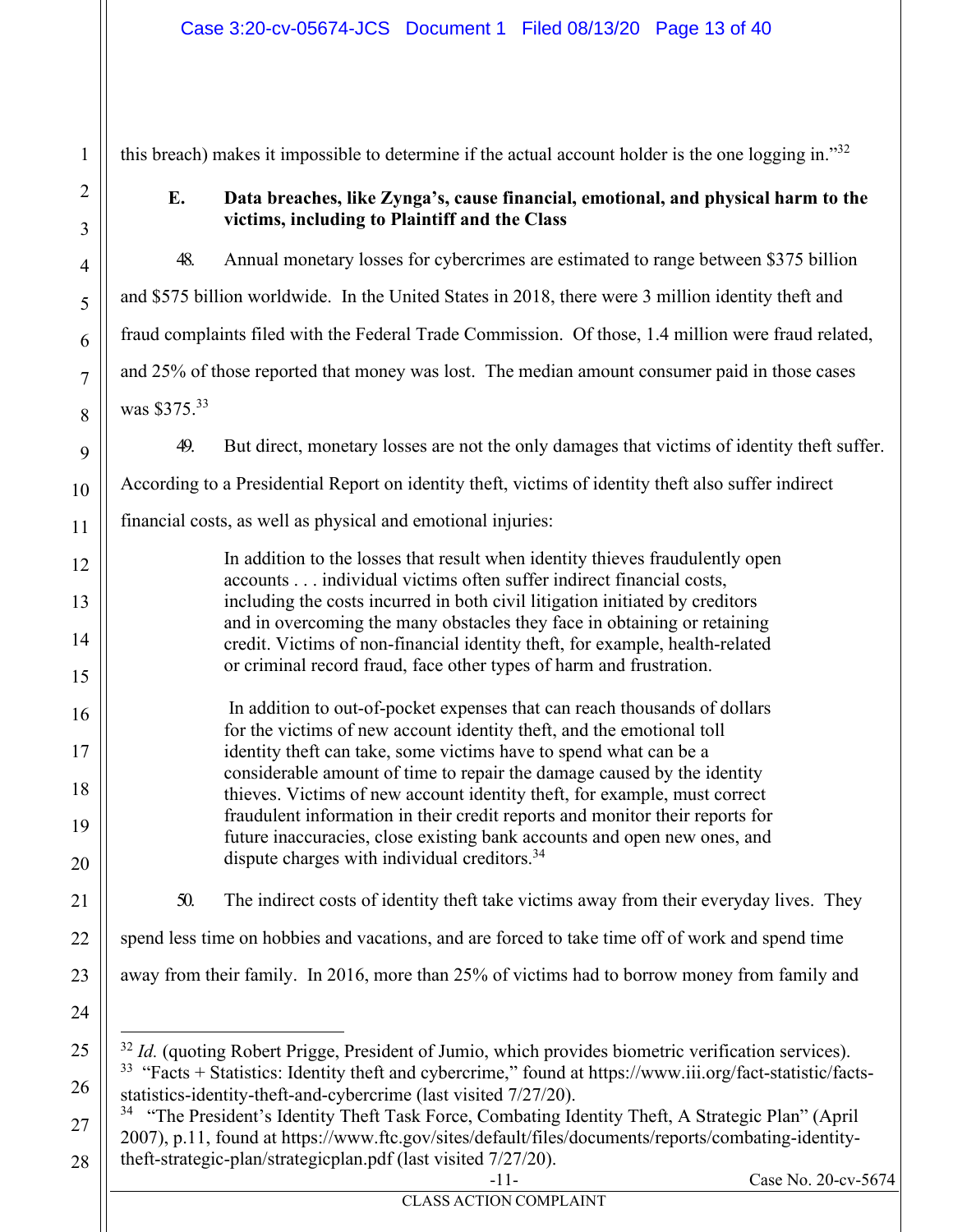this breach) makes it impossible to determine if the actual account holder is the one logging in."[32]

### E. Data breaches, like Zynga's, cause financial, emotional, and physical harm to the victims, including to Plaintiff and the Class

48. Annual monetary losses for cybercrimes are estimated to range between $375 billion and $575 billion worldwide. In the United States in 2018, there were 3 million identity theft and fraud complaints filed with the Federal Trade Commission. Of those, 1.4 million were fraud related, and 25% of those reported that money was lost. The median amount consumer paid in those cases was $375.[33]

49. But direct, monetary losses are not the only damages that victims of identity theft suffer. According to a Presidential Report on identity theft, victims of identity theft also suffer indirect financial costs, as well as physical and emotional injuries:

> In addition to the losses that result when identity thieves fraudulently open accounts . . . individual victims often suffer indirect financial costs, including the costs incurred in both civil litigation initiated by creditors and in overcoming the many obstacles they face in obtaining or retaining credit. Victims of non-financial identity theft, for example, health-related or criminal record fraud, face other types of harm and frustration.
>
> In addition to out-of-pocket expenses that can reach thousands of dollars for the victims of new account identity theft, and the emotional toll identity theft can take, some victims have to spend what can be a considerable amount of time to repair the damage caused by the identity thieves. Victims of new account identity theft, for example, must correct fraudulent information in their credit reports and monitor their reports for future inaccuracies, close existing bank accounts and open new ones, and dispute charges with individual creditors.[34]

50. The indirect costs of identity theft take victims away from their everyday lives. They spend less time on hobbies and vacations, and are forced to take time off of work and spend time away from their family. In 2016, more than 25% of victims had to borrow money from family and

---

[32] *Id.* (quoting Robert Prigge, President of Jumio, which provides biometric verification services).

[33] "Facts + Statistics: Identity theft and cybercrime," found at https://www.iii.org/fact-statistic/facts-statistics-identity-theft-and-cybercrime (last visited 7/27/20).

[34] "The President's Identity Theft Task Force, Combating Identity Theft, A Strategic Plan" (April 2007), p.11, found at https://www.ftc.gov/sites/default/files/documents/reports/combating-identity-theft-strategic-plan/strategicplan.pdf (last visited 7/27/20).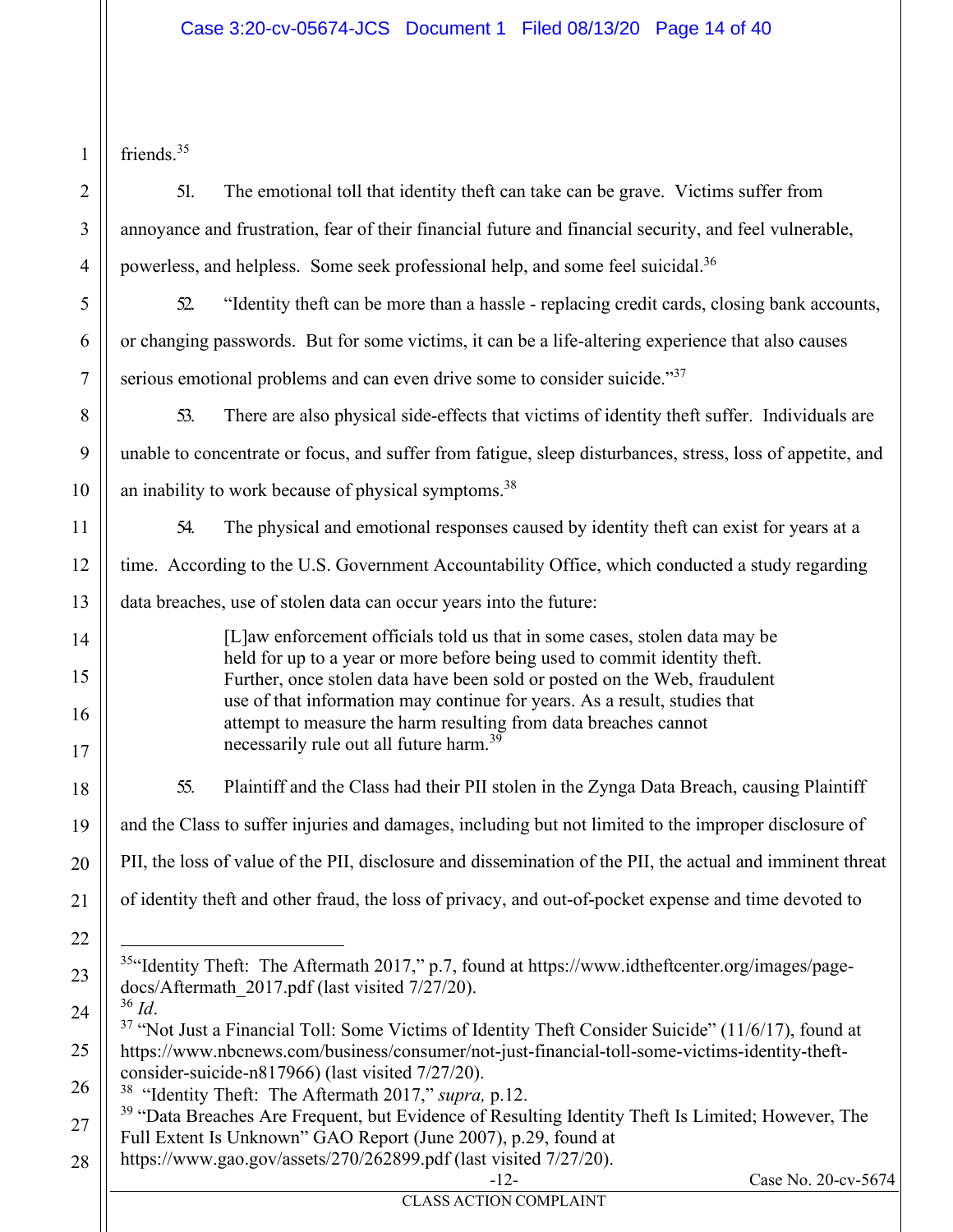friends.[35]

51. The emotional toll that identity theft can take can be grave. Victims suffer from annoyance and frustration, fear of their financial future and financial security, and feel vulnerable, powerless, and helpless. Some seek professional help, and some feel suicidal.[36]

52. "Identity theft can be more than a hassle - replacing credit cards, closing bank accounts, or changing passwords. But for some victims, it can be a life-altering experience that also causes serious emotional problems and can even drive some to consider suicide."[37]

53. There are also physical side-effects that victims of identity theft suffer. Individuals are unable to concentrate or focus, and suffer from fatigue, sleep disturbances, stress, loss of appetite, and an inability to work because of physical symptoms.[38]

54. The physical and emotional responses caused by identity theft can exist for years at a time. According to the U.S. Government Accountability Office, which conducted a study regarding data breaches, use of stolen data can occur years into the future:

> [L]aw enforcement officials told us that in some cases, stolen data may be held for up to a year or more before being used to commit identity theft. Further, once stolen data have been sold or posted on the Web, fraudulent use of that information may continue for years. As a result, studies that attempt to measure the harm resulting from data breaches cannot necessarily rule out all future harm.[39]

55. Plaintiff and the Class had their PII stolen in the Zynga Data Breach, causing Plaintiff and the Class to suffer injuries and damages, including but not limited to the improper disclosure of PII, the loss of value of the PII, disclosure and dissemination of the PII, the actual and imminent threat of identity theft and other fraud, the loss of privacy, and out-of-pocket expense and time devoted to

---

[35] "Identity Theft: The Aftermath 2017," p.7, found at https://www.idtheftcenter.org/images/page-docs/Aftermath_2017.pdf (last visited 7/27/20).

[36] *Id*.

[37] "Not Just a Financial Toll: Some Victims of Identity Theft Consider Suicide" (11/6/17), found at https://www.nbcnews.com/business/consumer/not-just-financial-toll-some-victims-identity-theft-consider-suicide-n817966) (last visited 7/27/20).

[38] "Identity Theft: The Aftermath 2017," *supra,* p.12.

[39] "Data Breaches Are Frequent, but Evidence of Resulting Identity Theft Is Limited; However, The Full Extent Is Unknown" GAO Report (June 2007), p.29, found at https://www.gao.gov/assets/270/262899.pdf (last visited 7/27/20).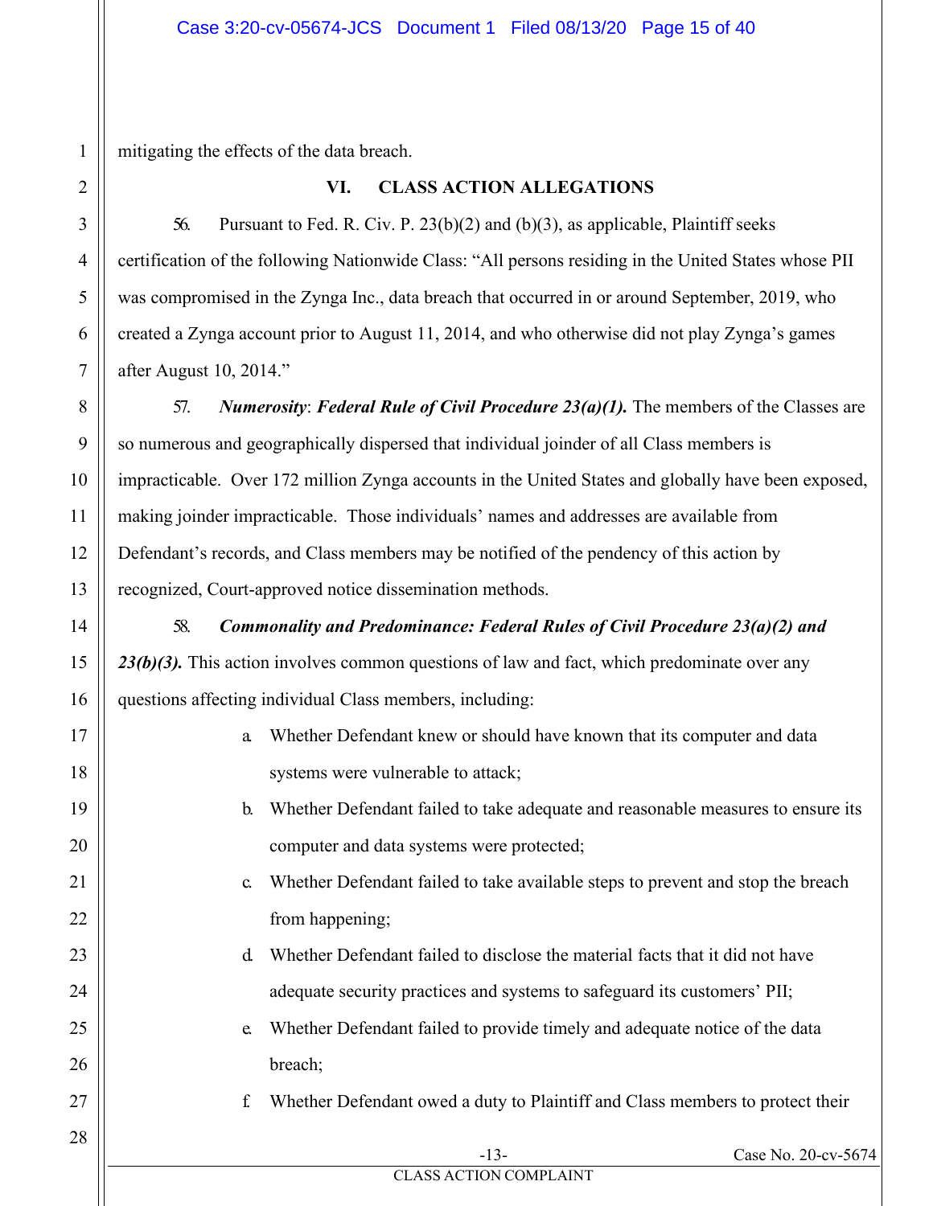mitigating the effects of the data breach.

## VI. CLASS ACTION ALLEGATIONS

56. Pursuant to Fed. R. Civ. P. 23(b)(2) and (b)(3), as applicable, Plaintiff seeks certification of the following Nationwide Class: "All persons residing in the United States whose PII was compromised in the Zynga Inc., data breach that occurred in or around September, 2019, who created a Zynga account prior to August 11, 2014, and who otherwise did not play Zynga's games after August 10, 2014."

57. ***Numerosity***: ***Federal Rule of Civil Procedure 23(a)(1).*** The members of the Classes are so numerous and geographically dispersed that individual joinder of all Class members is impracticable. Over 172 million Zynga accounts in the United States and globally have been exposed, making joinder impracticable. Those individuals' names and addresses are available from Defendant's records, and Class members may be notified of the pendency of this action by recognized, Court-approved notice dissemination methods.

58. ***Commonality and Predominance: Federal Rules of Civil Procedure 23(a)(2) and 23(b)(3).*** This action involves common questions of law and fact, which predominate over any questions affecting individual Class members, including:

a. Whether Defendant knew or should have known that its computer and data systems were vulnerable to attack;

b. Whether Defendant failed to take adequate and reasonable measures to ensure its computer and data systems were protected;

c. Whether Defendant failed to take available steps to prevent and stop the breach from happening;

d. Whether Defendant failed to disclose the material facts that it did not have adequate security practices and systems to safeguard its customers' PII;

e. Whether Defendant failed to provide timely and adequate notice of the data breach;

f. Whether Defendant owed a duty to Plaintiff and Class members to protect their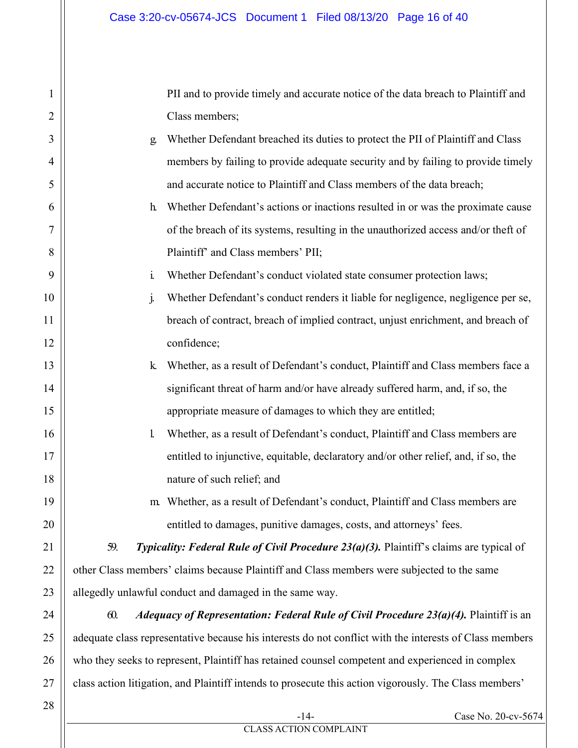PII and to provide timely and accurate notice of the data breach to Plaintiff and Class members;

g. Whether Defendant breached its duties to protect the PII of Plaintiff and Class members by failing to provide adequate security and by failing to provide timely and accurate notice to Plaintiff and Class members of the data breach;

h. Whether Defendant's actions or inactions resulted in or was the proximate cause of the breach of its systems, resulting in the unauthorized access and/or theft of Plaintiff' and Class members' PII;

i. Whether Defendant's conduct violated state consumer protection laws;

j. Whether Defendant's conduct renders it liable for negligence, negligence per se, breach of contract, breach of implied contract, unjust enrichment, and breach of confidence;

k. Whether, as a result of Defendant's conduct, Plaintiff and Class members face a significant threat of harm and/or have already suffered harm, and, if so, the appropriate measure of damages to which they are entitled;

l. Whether, as a result of Defendant's conduct, Plaintiff and Class members are entitled to injunctive, equitable, declaratory and/or other relief, and, if so, the nature of such relief; and

m. Whether, as a result of Defendant's conduct, Plaintiff and Class members are entitled to damages, punitive damages, costs, and attorneys' fees.

59. ***Typicality: Federal Rule of Civil Procedure 23(a)(3).*** Plaintiff's claims are typical of other Class members' claims because Plaintiff and Class members were subjected to the same allegedly unlawful conduct and damaged in the same way.

60. ***Adequacy of Representation: Federal Rule of Civil Procedure 23(a)(4).*** Plaintiff is an adequate class representative because his interests do not conflict with the interests of Class members who they seeks to represent, Plaintiff has retained counsel competent and experienced in complex class action litigation, and Plaintiff intends to prosecute this action vigorously. The Class members'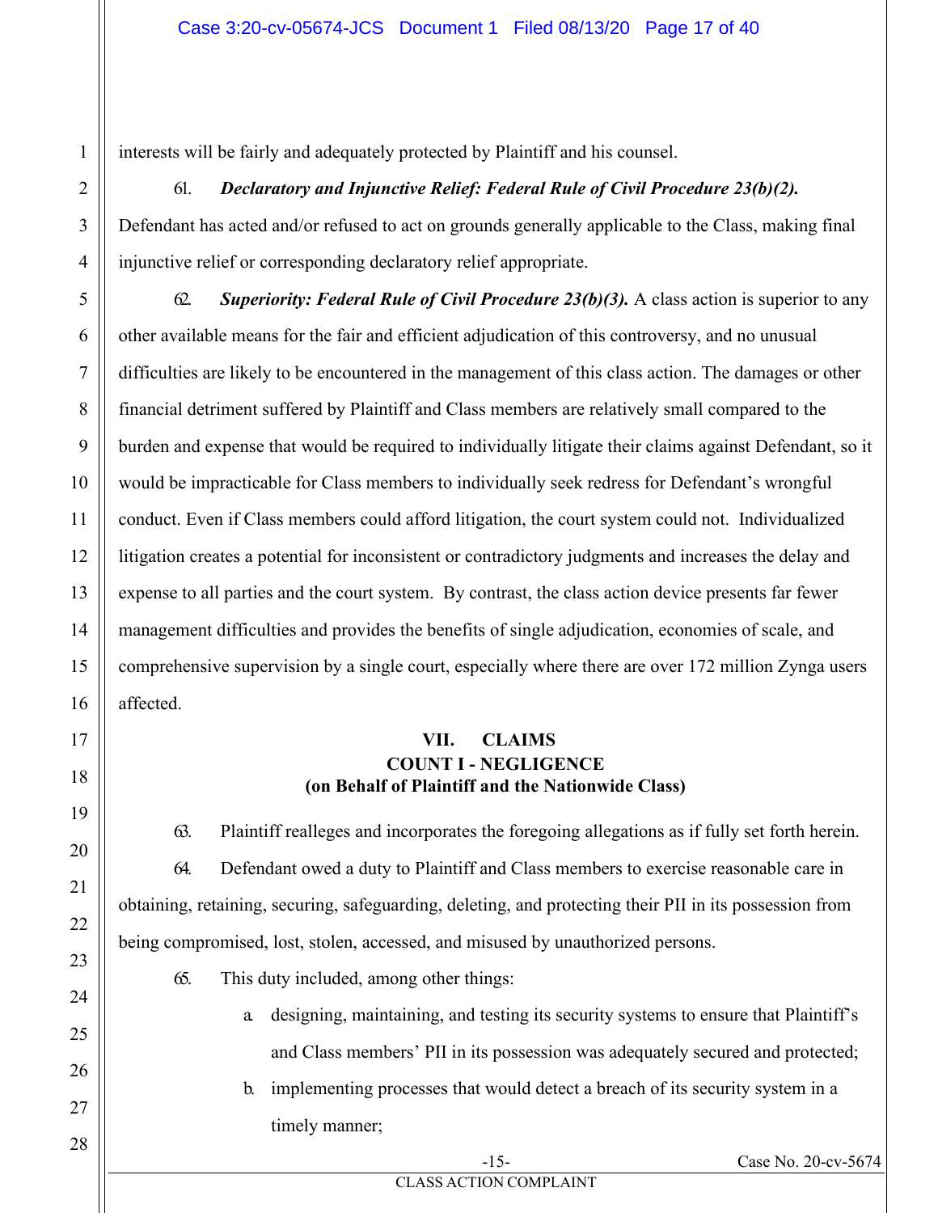interests will be fairly and adequately protected by Plaintiff and his counsel.

61. ***Declaratory and Injunctive Relief: Federal Rule of Civil Procedure 23(b)(2).*** Defendant has acted and/or refused to act on grounds generally applicable to the Class, making final injunctive relief or corresponding declaratory relief appropriate.

62. ***Superiority: Federal Rule of Civil Procedure 23(b)(3).*** A class action is superior to any other available means for the fair and efficient adjudication of this controversy, and no unusual difficulties are likely to be encountered in the management of this class action. The damages or other financial detriment suffered by Plaintiff and Class members are relatively small compared to the burden and expense that would be required to individually litigate their claims against Defendant, so it would be impracticable for Class members to individually seek redress for Defendant's wrongful conduct. Even if Class members could afford litigation, the court system could not. Individualized litigation creates a potential for inconsistent or contradictory judgments and increases the delay and expense to all parties and the court system. By contrast, the class action device presents far fewer management difficulties and provides the benefits of single adjudication, economies of scale, and comprehensive supervision by a single court, especially where there are over 172 million Zynga users affected.

## VII. CLAIMS

### COUNT I - NEGLIGENCE
### (on Behalf of Plaintiff and the Nationwide Class)

63. Plaintiff realleges and incorporates the foregoing allegations as if fully set forth herein.

64. Defendant owed a duty to Plaintiff and Class members to exercise reasonable care in obtaining, retaining, securing, safeguarding, deleting, and protecting their PII in its possession from being compromised, lost, stolen, accessed, and misused by unauthorized persons.

65. This duty included, among other things:

a. designing, maintaining, and testing its security systems to ensure that Plaintiff's and Class members' PII in its possession was adequately secured and protected;

b. implementing processes that would detect a breach of its security system in a timely manner;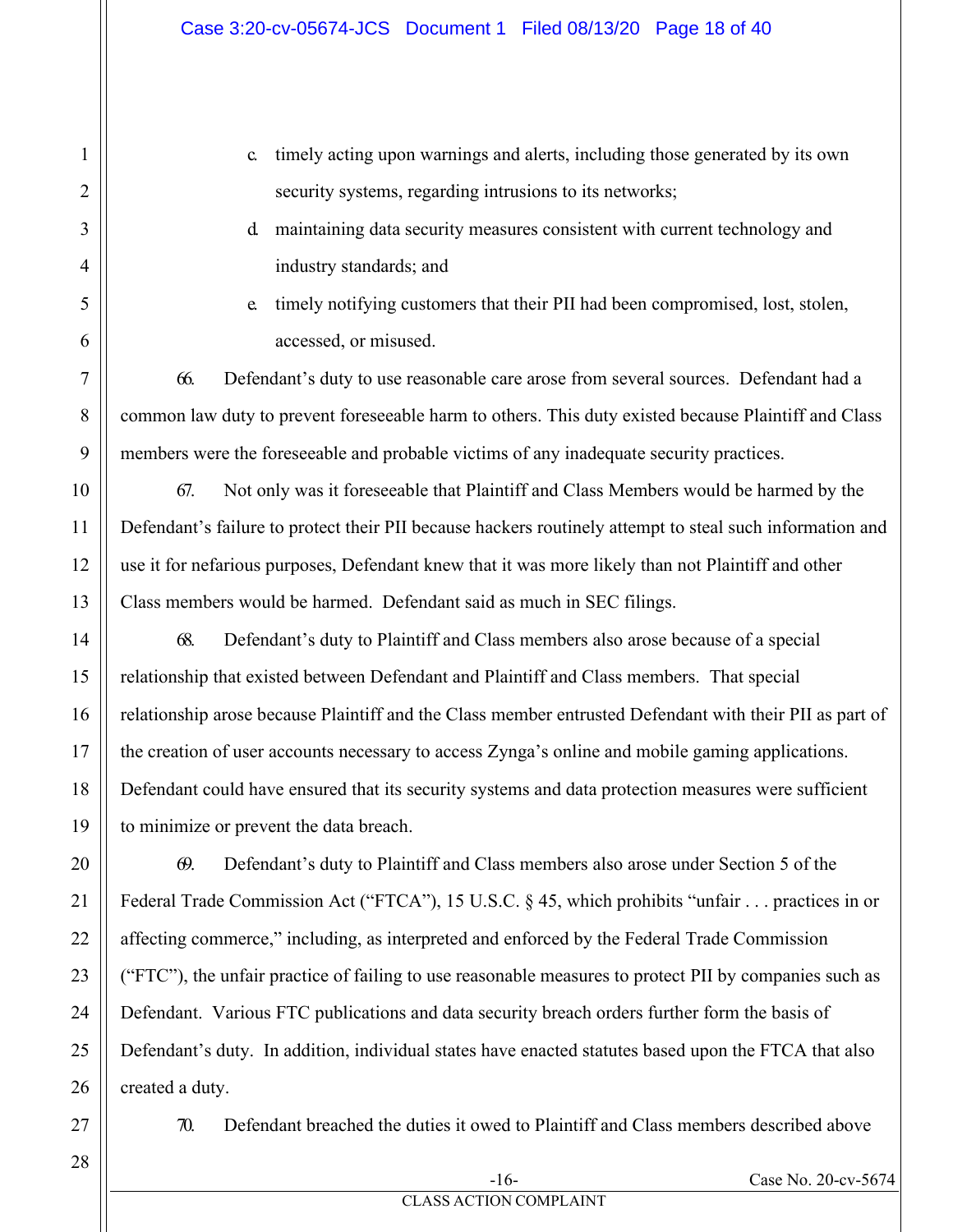c. timely acting upon warnings and alerts, including those generated by its own security systems, regarding intrusions to its networks;

d. maintaining data security measures consistent with current technology and industry standards; and

e. timely notifying customers that their PII had been compromised, lost, stolen, accessed, or misused.

66. Defendant's duty to use reasonable care arose from several sources. Defendant had a common law duty to prevent foreseeable harm to others. This duty existed because Plaintiff and Class members were the foreseeable and probable victims of any inadequate security practices.

67. Not only was it foreseeable that Plaintiff and Class Members would be harmed by the Defendant's failure to protect their PII because hackers routinely attempt to steal such information and use it for nefarious purposes, Defendant knew that it was more likely than not Plaintiff and other Class members would be harmed. Defendant said as much in SEC filings.

68. Defendant's duty to Plaintiff and Class members also arose because of a special relationship that existed between Defendant and Plaintiff and Class members. That special relationship arose because Plaintiff and the Class member entrusted Defendant with their PII as part of the creation of user accounts necessary to access Zynga's online and mobile gaming applications. Defendant could have ensured that its security systems and data protection measures were sufficient to minimize or prevent the data breach.

69. Defendant's duty to Plaintiff and Class members also arose under Section 5 of the Federal Trade Commission Act ("FTCA"), 15 U.S.C. § 45, which prohibits "unfair . . . practices in or affecting commerce," including, as interpreted and enforced by the Federal Trade Commission ("FTC"), the unfair practice of failing to use reasonable measures to protect PII by companies such as Defendant. Various FTC publications and data security breach orders further form the basis of Defendant's duty. In addition, individual states have enacted statutes based upon the FTCA that also created a duty.

70. Defendant breached the duties it owed to Plaintiff and Class members described above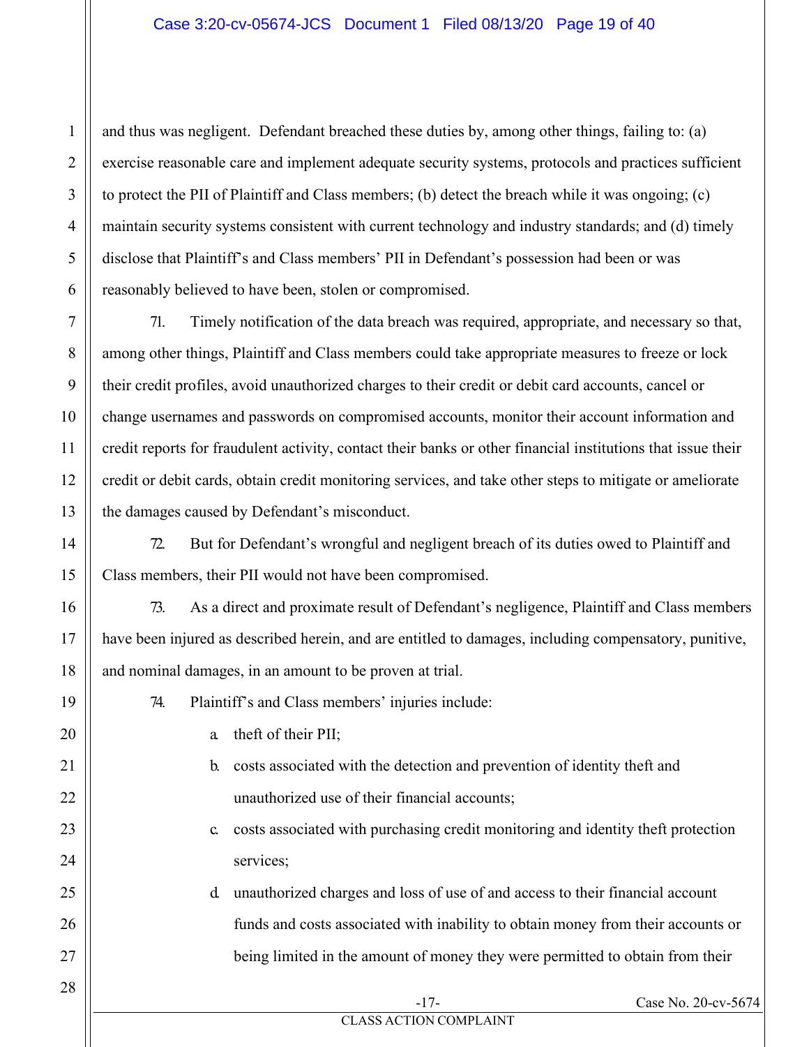and thus was negligent. Defendant breached these duties by, among other things, failing to: (a) exercise reasonable care and implement adequate security systems, protocols and practices sufficient to protect the PII of Plaintiff and Class members; (b) detect the breach while it was ongoing; (c) maintain security systems consistent with current technology and industry standards; and (d) timely disclose that Plaintiff's and Class members' PII in Defendant's possession had been or was reasonably believed to have been, stolen or compromised.

71. Timely notification of the data breach was required, appropriate, and necessary so that, among other things, Plaintiff and Class members could take appropriate measures to freeze or lock their credit profiles, avoid unauthorized charges to their credit or debit card accounts, cancel or change usernames and passwords on compromised accounts, monitor their account information and credit reports for fraudulent activity, contact their banks or other financial institutions that issue their credit or debit cards, obtain credit monitoring services, and take other steps to mitigate or ameliorate the damages caused by Defendant's misconduct.

72. But for Defendant's wrongful and negligent breach of its duties owed to Plaintiff and Class members, their PII would not have been compromised.

73. As a direct and proximate result of Defendant's negligence, Plaintiff and Class members have been injured as described herein, and are entitled to damages, including compensatory, punitive, and nominal damages, in an amount to be proven at trial.

74. Plaintiff's and Class members' injuries include:

a. theft of their PII;

b. costs associated with the detection and prevention of identity theft and unauthorized use of their financial accounts;

c. costs associated with purchasing credit monitoring and identity theft protection services;

d. unauthorized charges and loss of use of and access to their financial account funds and costs associated with inability to obtain money from their accounts or being limited in the amount of money they were permitted to obtain from their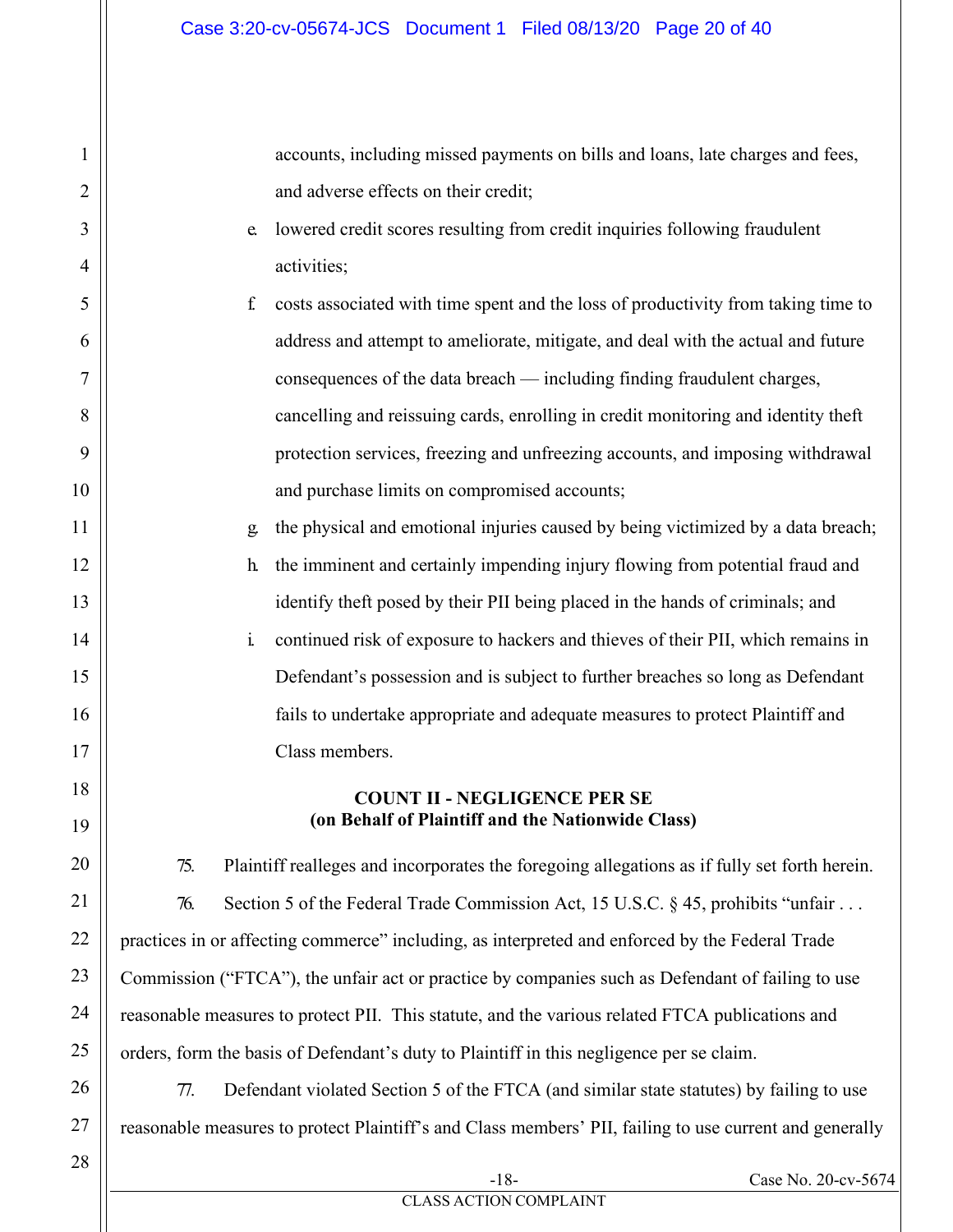accounts, including missed payments on bills and loans, late charges and fees, and adverse effects on their credit;

e. lowered credit scores resulting from credit inquiries following fraudulent activities;

f. costs associated with time spent and the loss of productivity from taking time to address and attempt to ameliorate, mitigate, and deal with the actual and future consequences of the data breach — including finding fraudulent charges, cancelling and reissuing cards, enrolling in credit monitoring and identity theft protection services, freezing and unfreezing accounts, and imposing withdrawal and purchase limits on compromised accounts;

g. the physical and emotional injuries caused by being victimized by a data breach;

h. the imminent and certainly impending injury flowing from potential fraud and identify theft posed by their PII being placed in the hands of criminals; and

i. continued risk of exposure to hackers and thieves of their PII, which remains in Defendant's possession and is subject to further breaches so long as Defendant fails to undertake appropriate and adequate measures to protect Plaintiff and Class members.

**COUNT II - NEGLIGENCE PER SE**
**(on Behalf of Plaintiff and the Nationwide Class)**

75. Plaintiff realleges and incorporates the foregoing allegations as if fully set forth herein.

76. Section 5 of the Federal Trade Commission Act, 15 U.S.C. § 45, prohibits "unfair . . . practices in or affecting commerce" including, as interpreted and enforced by the Federal Trade Commission ("FTCA"), the unfair act or practice by companies such as Defendant of failing to use reasonable measures to protect PII. This statute, and the various related FTCA publications and orders, form the basis of Defendant's duty to Plaintiff in this negligence per se claim.

77. Defendant violated Section 5 of the FTCA (and similar state statutes) by failing to use reasonable measures to protect Plaintiff's and Class members' PII, failing to use current and generally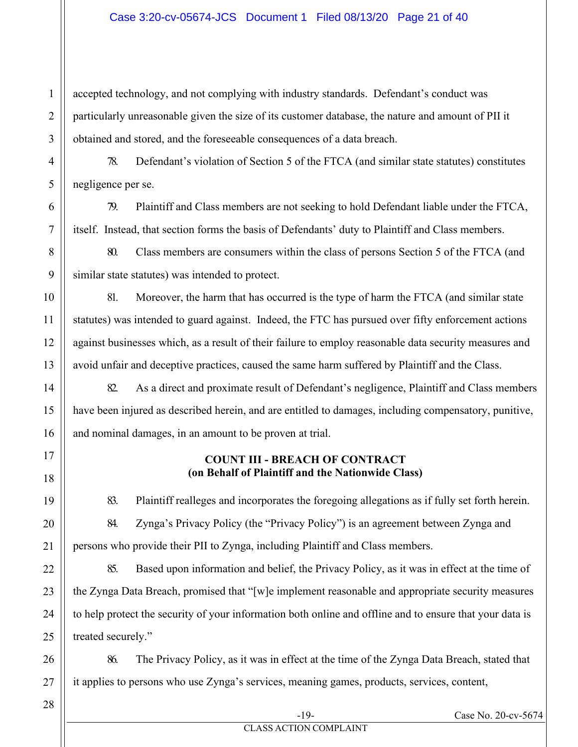accepted technology, and not complying with industry standards. Defendant's conduct was particularly unreasonable given the size of its customer database, the nature and amount of PII it obtained and stored, and the foreseeable consequences of a data breach.

78. Defendant's violation of Section 5 of the FTCA (and similar state statutes) constitutes negligence per se.

79. Plaintiff and Class members are not seeking to hold Defendant liable under the FTCA, itself. Instead, that section forms the basis of Defendants' duty to Plaintiff and Class members.

80. Class members are consumers within the class of persons Section 5 of the FTCA (and similar state statutes) was intended to protect.

81. Moreover, the harm that has occurred is the type of harm the FTCA (and similar state statutes) was intended to guard against. Indeed, the FTC has pursued over fifty enforcement actions against businesses which, as a result of their failure to employ reasonable data security measures and avoid unfair and deceptive practices, caused the same harm suffered by Plaintiff and the Class.

82. As a direct and proximate result of Defendant's negligence, Plaintiff and Class members have been injured as described herein, and are entitled to damages, including compensatory, punitive, and nominal damages, in an amount to be proven at trial.

**COUNT III - BREACH OF CONTRACT**
**(on Behalf of Plaintiff and the Nationwide Class)**

83. Plaintiff realleges and incorporates the foregoing allegations as if fully set forth herein.

84. Zynga's Privacy Policy (the "Privacy Policy") is an agreement between Zynga and persons who provide their PII to Zynga, including Plaintiff and Class members.

85. Based upon information and belief, the Privacy Policy, as it was in effect at the time of the Zynga Data Breach, promised that "[w]e implement reasonable and appropriate security measures to help protect the security of your information both online and offline and to ensure that your data is treated securely."

86. The Privacy Policy, as it was in effect at the time of the Zynga Data Breach, stated that it applies to persons who use Zynga's services, meaning games, products, services, content,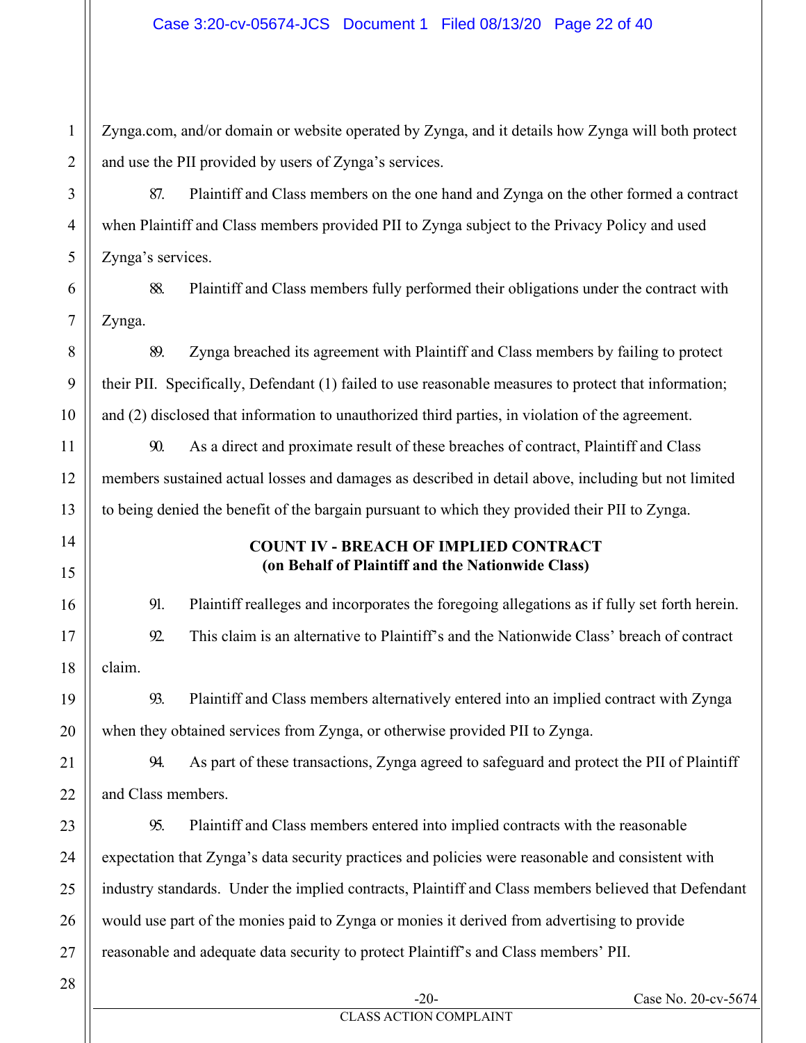Zynga.com, and/or domain or website operated by Zynga, and it details how Zynga will both protect and use the PII provided by users of Zynga's services.

87. Plaintiff and Class members on the one hand and Zynga on the other formed a contract when Plaintiff and Class members provided PII to Zynga subject to the Privacy Policy and used Zynga's services.

88. Plaintiff and Class members fully performed their obligations under the contract with Zynga.

89. Zynga breached its agreement with Plaintiff and Class members by failing to protect their PII. Specifically, Defendant (1) failed to use reasonable measures to protect that information; and (2) disclosed that information to unauthorized third parties, in violation of the agreement.

90. As a direct and proximate result of these breaches of contract, Plaintiff and Class members sustained actual losses and damages as described in detail above, including but not limited to being denied the benefit of the bargain pursuant to which they provided their PII to Zynga.

**COUNT IV - BREACH OF IMPLIED CONTRACT**
**(on Behalf of Plaintiff and the Nationwide Class)**

91. Plaintiff realleges and incorporates the foregoing allegations as if fully set forth herein.

92. This claim is an alternative to Plaintiff's and the Nationwide Class' breach of contract claim.

93. Plaintiff and Class members alternatively entered into an implied contract with Zynga when they obtained services from Zynga, or otherwise provided PII to Zynga.

94. As part of these transactions, Zynga agreed to safeguard and protect the PII of Plaintiff and Class members.

95. Plaintiff and Class members entered into implied contracts with the reasonable expectation that Zynga's data security practices and policies were reasonable and consistent with industry standards. Under the implied contracts, Plaintiff and Class members believed that Defendant would use part of the monies paid to Zynga or monies it derived from advertising to provide reasonable and adequate data security to protect Plaintiff's and Class members' PII.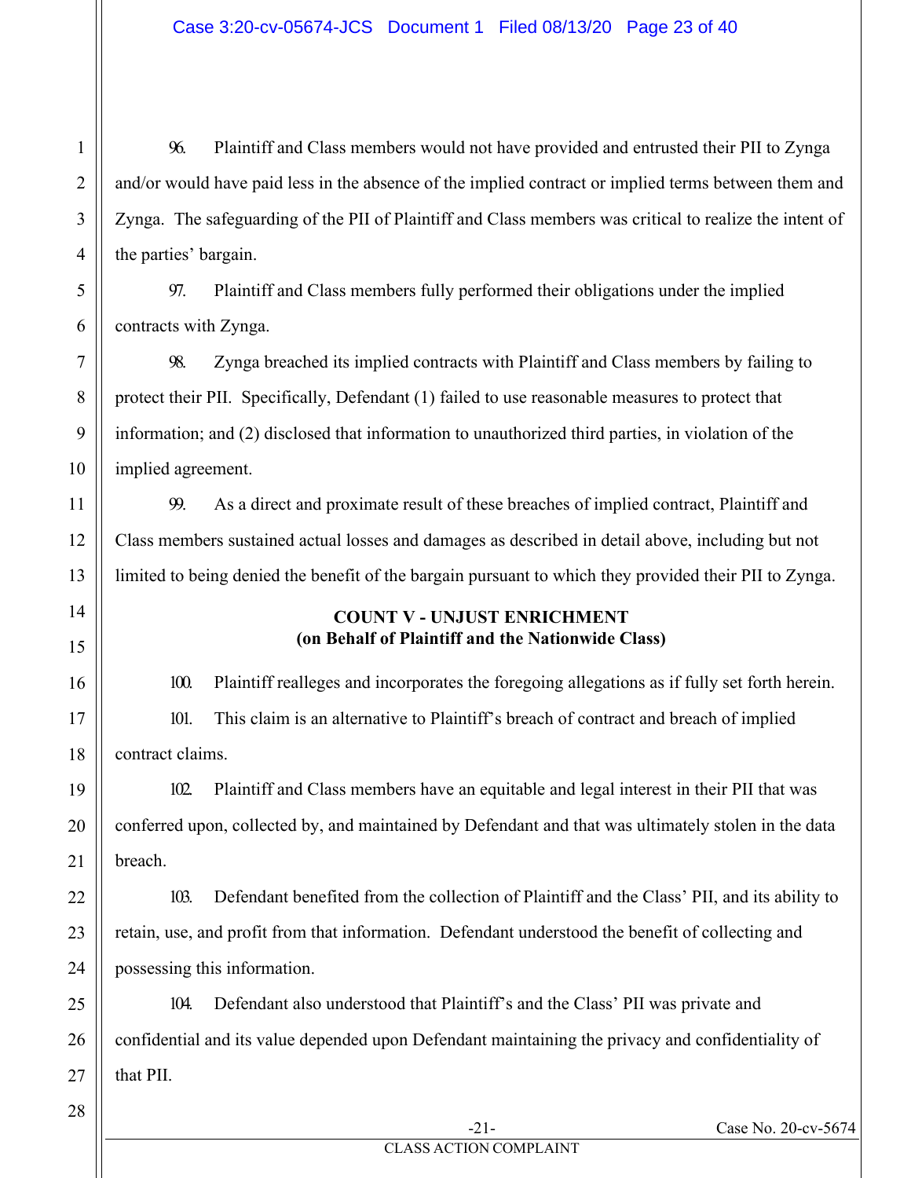96. Plaintiff and Class members would not have provided and entrusted their PII to Zynga and/or would have paid less in the absence of the implied contract or implied terms between them and Zynga. The safeguarding of the PII of Plaintiff and Class members was critical to realize the intent of the parties' bargain.

97. Plaintiff and Class members fully performed their obligations under the implied contracts with Zynga.

98. Zynga breached its implied contracts with Plaintiff and Class members by failing to protect their PII. Specifically, Defendant (1) failed to use reasonable measures to protect that information; and (2) disclosed that information to unauthorized third parties, in violation of the implied agreement.

99. As a direct and proximate result of these breaches of implied contract, Plaintiff and Class members sustained actual losses and damages as described in detail above, including but not limited to being denied the benefit of the bargain pursuant to which they provided their PII to Zynga.

**COUNT V - UNJUST ENRICHMENT**
**(on Behalf of Plaintiff and the Nationwide Class)**

100. Plaintiff realleges and incorporates the foregoing allegations as if fully set forth herein.

101. This claim is an alternative to Plaintiff's breach of contract and breach of implied contract claims.

102. Plaintiff and Class members have an equitable and legal interest in their PII that was conferred upon, collected by, and maintained by Defendant and that was ultimately stolen in the data breach.

103. Defendant benefited from the collection of Plaintiff and the Class' PII, and its ability to retain, use, and profit from that information. Defendant understood the benefit of collecting and possessing this information.

104. Defendant also understood that Plaintiff's and the Class' PII was private and confidential and its value depended upon Defendant maintaining the privacy and confidentiality of that PII.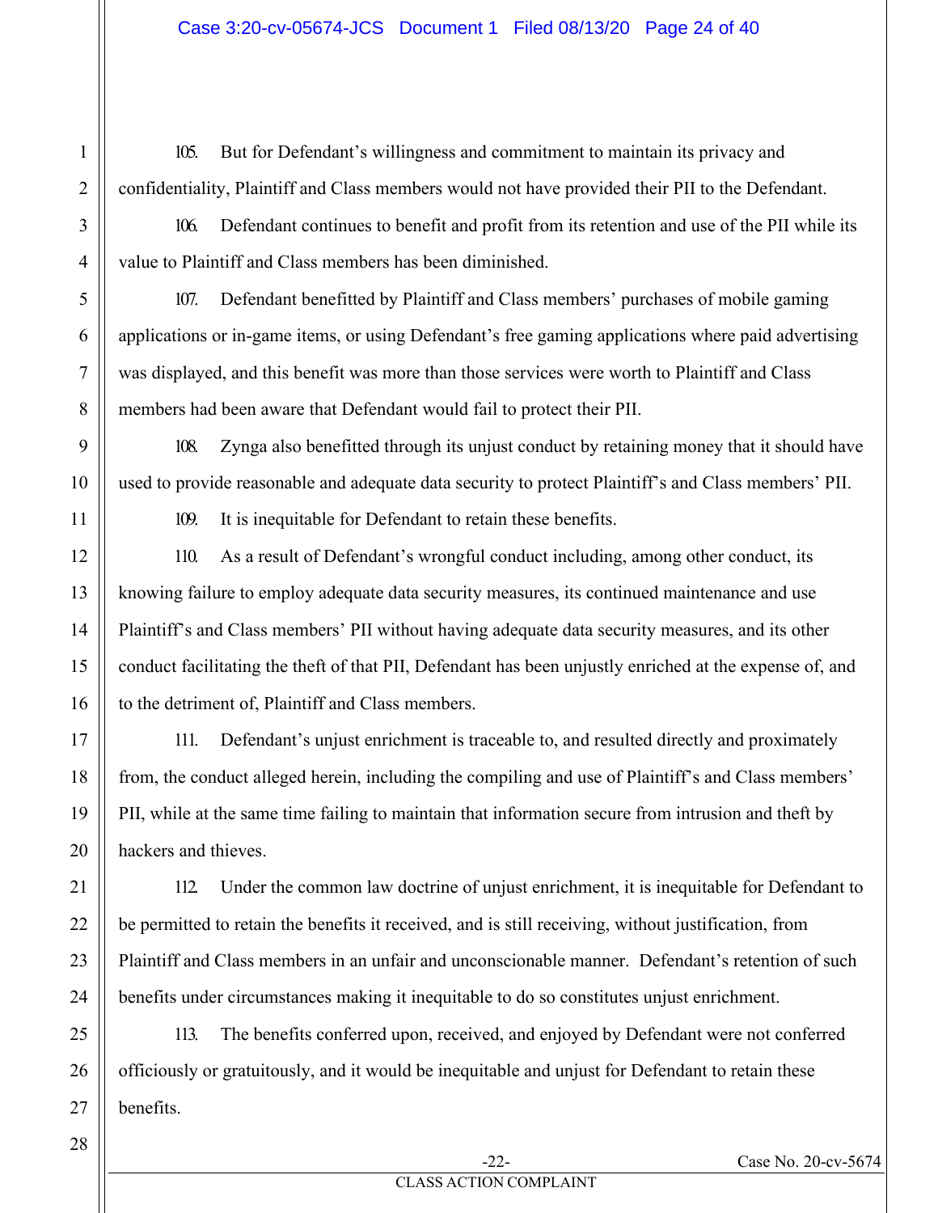105. But for Defendant's willingness and commitment to maintain its privacy and confidentiality, Plaintiff and Class members would not have provided their PII to the Defendant.

106. Defendant continues to benefit and profit from its retention and use of the PII while its value to Plaintiff and Class members has been diminished.

107. Defendant benefitted by Plaintiff and Class members' purchases of mobile gaming applications or in-game items, or using Defendant's free gaming applications where paid advertising was displayed, and this benefit was more than those services were worth to Plaintiff and Class members had been aware that Defendant would fail to protect their PII.

108. Zynga also benefitted through its unjust conduct by retaining money that it should have used to provide reasonable and adequate data security to protect Plaintiff's and Class members' PII.

109. It is inequitable for Defendant to retain these benefits.

110. As a result of Defendant's wrongful conduct including, among other conduct, its knowing failure to employ adequate data security measures, its continued maintenance and use Plaintiff's and Class members' PII without having adequate data security measures, and its other conduct facilitating the theft of that PII, Defendant has been unjustly enriched at the expense of, and to the detriment of, Plaintiff and Class members.

111. Defendant's unjust enrichment is traceable to, and resulted directly and proximately from, the conduct alleged herein, including the compiling and use of Plaintiff's and Class members' PII, while at the same time failing to maintain that information secure from intrusion and theft by hackers and thieves.

112. Under the common law doctrine of unjust enrichment, it is inequitable for Defendant to be permitted to retain the benefits it received, and is still receiving, without justification, from Plaintiff and Class members in an unfair and unconscionable manner. Defendant's retention of such benefits under circumstances making it inequitable to do so constitutes unjust enrichment.

113. The benefits conferred upon, received, and enjoyed by Defendant were not conferred officiously or gratuitously, and it would be inequitable and unjust for Defendant to retain these benefits.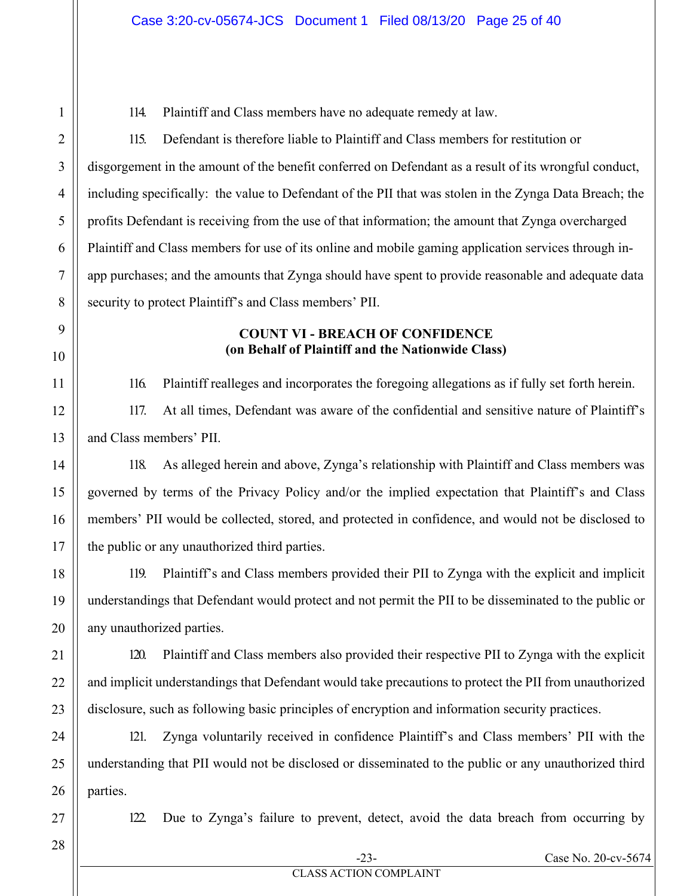114. Plaintiff and Class members have no adequate remedy at law.

115. Defendant is therefore liable to Plaintiff and Class members for restitution or disgorgement in the amount of the benefit conferred on Defendant as a result of its wrongful conduct, including specifically: the value to Defendant of the PII that was stolen in the Zynga Data Breach; the profits Defendant is receiving from the use of that information; the amount that Zynga overcharged Plaintiff and Class members for use of its online and mobile gaming application services through in-app purchases; and the amounts that Zynga should have spent to provide reasonable and adequate data security to protect Plaintiff's and Class members' PII.

**COUNT VI - BREACH OF CONFIDENCE**
**(on Behalf of Plaintiff and the Nationwide Class)**

116. Plaintiff realleges and incorporates the foregoing allegations as if fully set forth herein.

117. At all times, Defendant was aware of the confidential and sensitive nature of Plaintiff's and Class members' PII.

118. As alleged herein and above, Zynga's relationship with Plaintiff and Class members was governed by terms of the Privacy Policy and/or the implied expectation that Plaintiff's and Class members' PII would be collected, stored, and protected in confidence, and would not be disclosed to the public or any unauthorized third parties.

119. Plaintiff's and Class members provided their PII to Zynga with the explicit and implicit understandings that Defendant would protect and not permit the PII to be disseminated to the public or any unauthorized parties.

120. Plaintiff and Class members also provided their respective PII to Zynga with the explicit and implicit understandings that Defendant would take precautions to protect the PII from unauthorized disclosure, such as following basic principles of encryption and information security practices.

121. Zynga voluntarily received in confidence Plaintiff's and Class members' PII with the understanding that PII would not be disclosed or disseminated to the public or any unauthorized third parties.

122. Due to Zynga's failure to prevent, detect, avoid the data breach from occurring by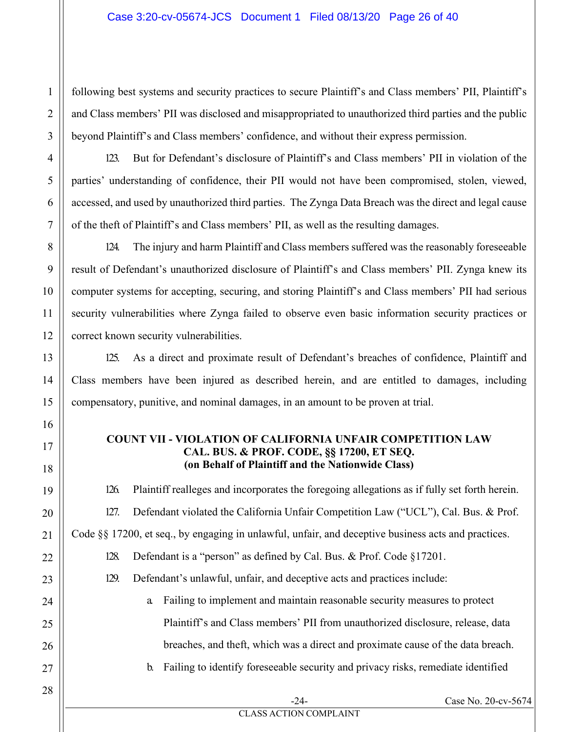following best systems and security practices to secure Plaintiff's and Class members' PII, Plaintiff's and Class members' PII was disclosed and misappropriated to unauthorized third parties and the public beyond Plaintiff's and Class members' confidence, and without their express permission.

123. But for Defendant's disclosure of Plaintiff's and Class members' PII in violation of the parties' understanding of confidence, their PII would not have been compromised, stolen, viewed, accessed, and used by unauthorized third parties. The Zynga Data Breach was the direct and legal cause of the theft of Plaintiff's and Class members' PII, as well as the resulting damages.

124. The injury and harm Plaintiff and Class members suffered was the reasonably foreseeable result of Defendant's unauthorized disclosure of Plaintiff's and Class members' PII. Zynga knew its computer systems for accepting, securing, and storing Plaintiff's and Class members' PII had serious security vulnerabilities where Zynga failed to observe even basic information security practices or correct known security vulnerabilities.

125. As a direct and proximate result of Defendant's breaches of confidence, Plaintiff and Class members have been injured as described herein, and are entitled to damages, including compensatory, punitive, and nominal damages, in an amount to be proven at trial.

**COUNT VII - VIOLATION OF CALIFORNIA UNFAIR COMPETITION LAW CAL. BUS. & PROF. CODE, §§ 17200, ET SEQ. (on Behalf of Plaintiff and the Nationwide Class)**

126. Plaintiff realleges and incorporates the foregoing allegations as if fully set forth herein.

127. Defendant violated the California Unfair Competition Law ("UCL"), Cal. Bus. & Prof. Code §§ 17200, et seq., by engaging in unlawful, unfair, and deceptive business acts and practices.

128. Defendant is a "person" as defined by Cal. Bus. & Prof. Code §17201.

129. Defendant's unlawful, unfair, and deceptive acts and practices include:

a. Failing to implement and maintain reasonable security measures to protect Plaintiff's and Class members' PII from unauthorized disclosure, release, data breaches, and theft, which was a direct and proximate cause of the data breach.

b. Failing to identify foreseeable security and privacy risks, remediate identified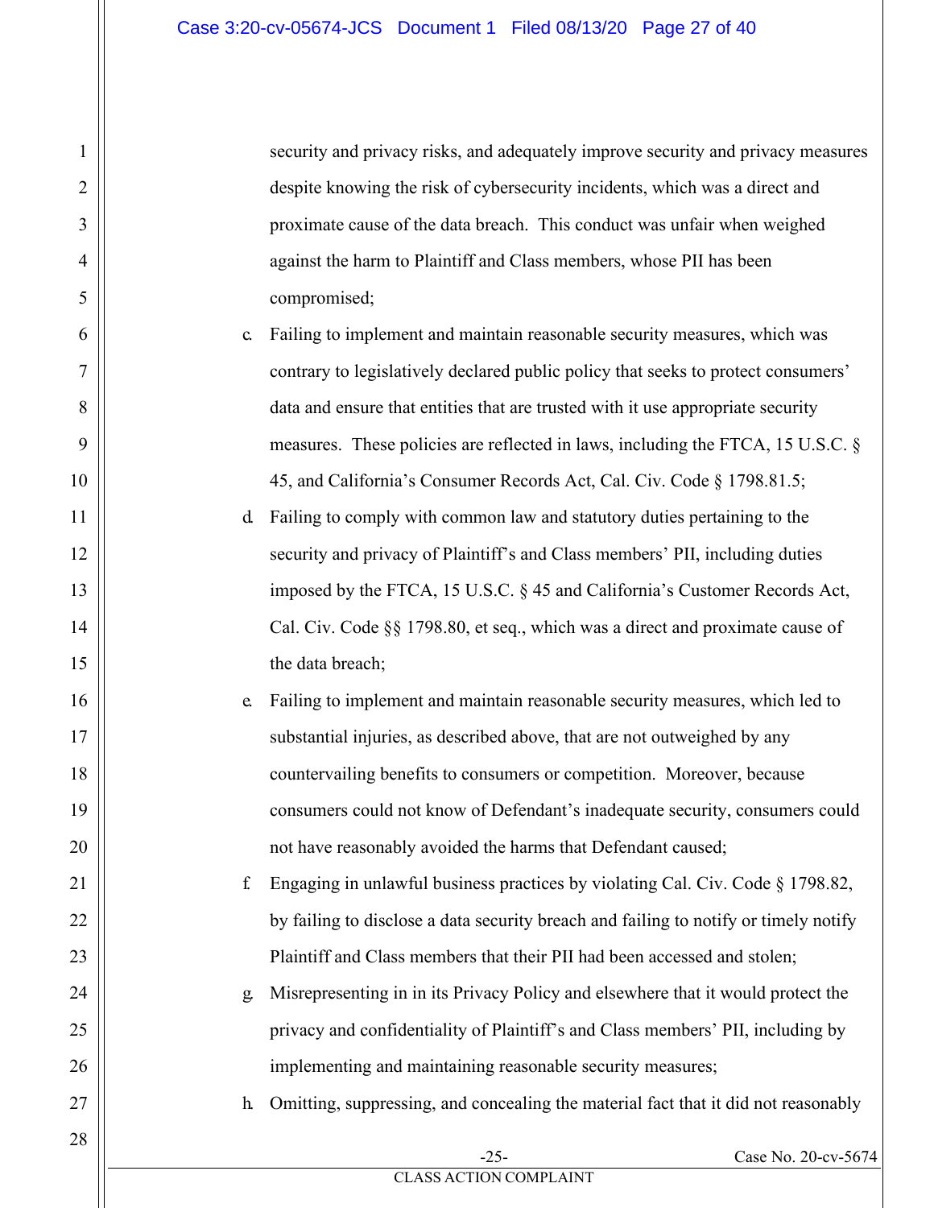security and privacy risks, and adequately improve security and privacy measures despite knowing the risk of cybersecurity incidents, which was a direct and proximate cause of the data breach. This conduct was unfair when weighed against the harm to Plaintiff and Class members, whose PII has been compromised;

c. Failing to implement and maintain reasonable security measures, which was contrary to legislatively declared public policy that seeks to protect consumers' data and ensure that entities that are trusted with it use appropriate security measures. These policies are reflected in laws, including the FTCA, 15 U.S.C. § 45, and California's Consumer Records Act, Cal. Civ. Code § 1798.81.5;

d. Failing to comply with common law and statutory duties pertaining to the security and privacy of Plaintiff's and Class members' PII, including duties imposed by the FTCA, 15 U.S.C. § 45 and California's Customer Records Act, Cal. Civ. Code §§ 1798.80, et seq., which was a direct and proximate cause of the data breach;

e. Failing to implement and maintain reasonable security measures, which led to substantial injuries, as described above, that are not outweighed by any countervailing benefits to consumers or competition. Moreover, because consumers could not know of Defendant's inadequate security, consumers could not have reasonably avoided the harms that Defendant caused;

f. Engaging in unlawful business practices by violating Cal. Civ. Code § 1798.82, by failing to disclose a data security breach and failing to notify or timely notify Plaintiff and Class members that their PII had been accessed and stolen;

g. Misrepresenting in in its Privacy Policy and elsewhere that it would protect the privacy and confidentiality of Plaintiff's and Class members' PII, including by implementing and maintaining reasonable security measures;

h. Omitting, suppressing, and concealing the material fact that it did not reasonably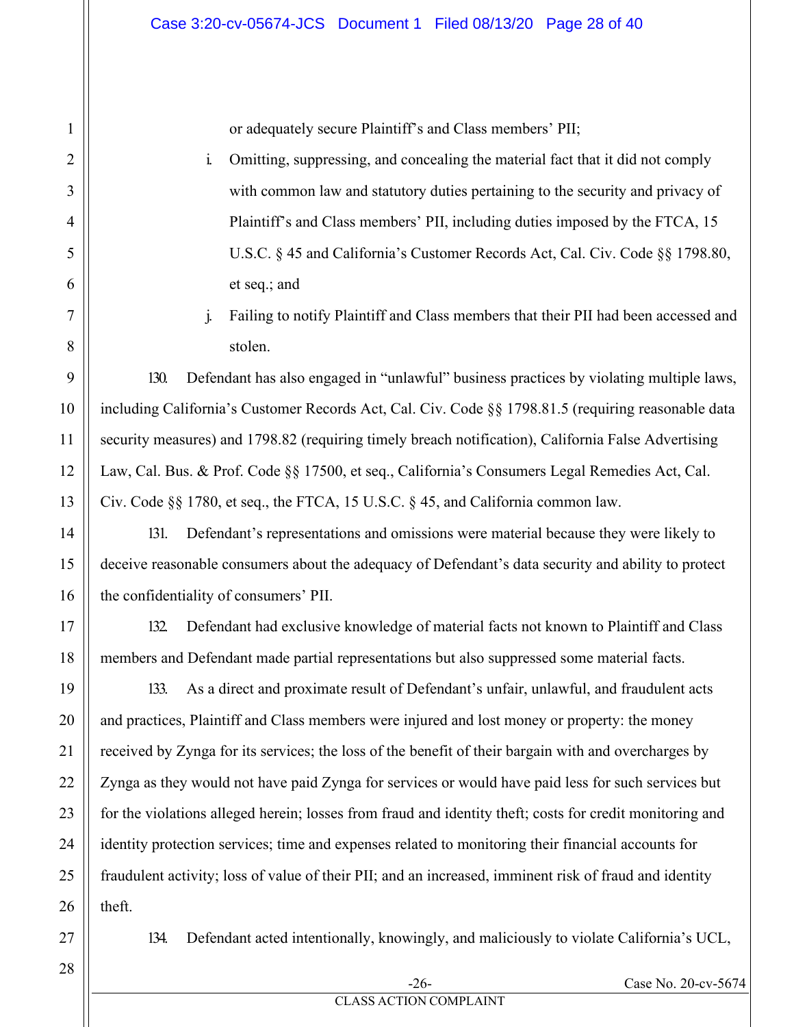or adequately secure Plaintiff's and Class members' PII;

i. Omitting, suppressing, and concealing the material fact that it did not comply with common law and statutory duties pertaining to the security and privacy of Plaintiff's and Class members' PII, including duties imposed by the FTCA, 15 U.S.C. § 45 and California's Customer Records Act, Cal. Civ. Code §§ 1798.80, et seq.; and

j. Failing to notify Plaintiff and Class members that their PII had been accessed and stolen.

130. Defendant has also engaged in "unlawful" business practices by violating multiple laws, including California's Customer Records Act, Cal. Civ. Code §§ 1798.81.5 (requiring reasonable data security measures) and 1798.82 (requiring timely breach notification), California False Advertising Law, Cal. Bus. & Prof. Code §§ 17500, et seq., California's Consumers Legal Remedies Act, Cal. Civ. Code §§ 1780, et seq., the FTCA, 15 U.S.C. § 45, and California common law.

131. Defendant's representations and omissions were material because they were likely to deceive reasonable consumers about the adequacy of Defendant's data security and ability to protect the confidentiality of consumers' PII.

132. Defendant had exclusive knowledge of material facts not known to Plaintiff and Class members and Defendant made partial representations but also suppressed some material facts.

133. As a direct and proximate result of Defendant's unfair, unlawful, and fraudulent acts and practices, Plaintiff and Class members were injured and lost money or property: the money received by Zynga for its services; the loss of the benefit of their bargain with and overcharges by Zynga as they would not have paid Zynga for services or would have paid less for such services but for the violations alleged herein; losses from fraud and identity theft; costs for credit monitoring and identity protection services; time and expenses related to monitoring their financial accounts for fraudulent activity; loss of value of their PII; and an increased, imminent risk of fraud and identity theft.

134. Defendant acted intentionally, knowingly, and maliciously to violate California's UCL,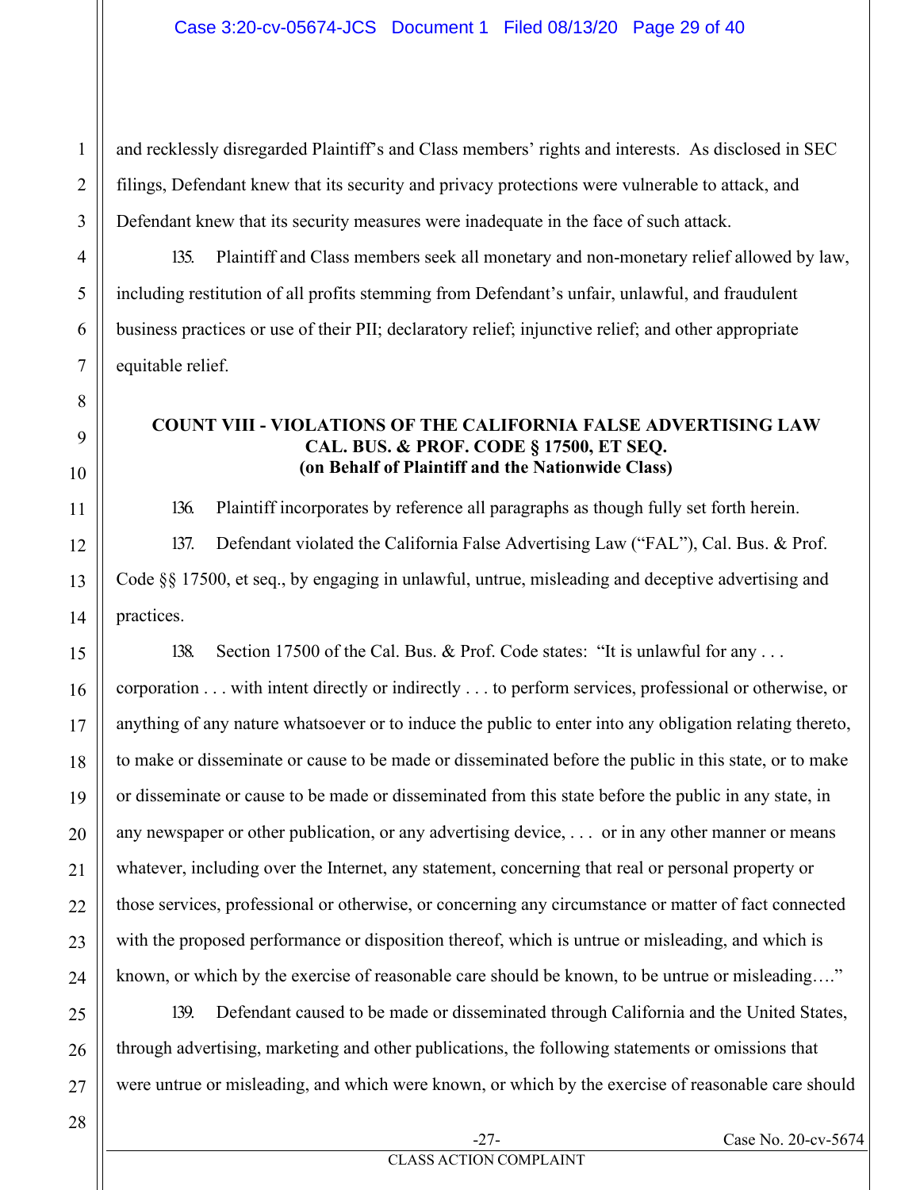and recklessly disregarded Plaintiff's and Class members' rights and interests. As disclosed in SEC filings, Defendant knew that its security and privacy protections were vulnerable to attack, and Defendant knew that its security measures were inadequate in the face of such attack.

135. Plaintiff and Class members seek all monetary and non-monetary relief allowed by law, including restitution of all profits stemming from Defendant's unfair, unlawful, and fraudulent business practices or use of their PII; declaratory relief; injunctive relief; and other appropriate equitable relief.

**COUNT VIII - VIOLATIONS OF THE CALIFORNIA FALSE ADVERTISING LAW CAL. BUS. & PROF. CODE § 17500, ET SEQ. (on Behalf of Plaintiff and the Nationwide Class)**

136. Plaintiff incorporates by reference all paragraphs as though fully set forth herein.

137. Defendant violated the California False Advertising Law ("FAL"), Cal. Bus. & Prof. Code §§ 17500, et seq., by engaging in unlawful, untrue, misleading and deceptive advertising and practices.

138. Section 17500 of the Cal. Bus. & Prof. Code states: "It is unlawful for any . . . corporation . . . with intent directly or indirectly . . . to perform services, professional or otherwise, or anything of any nature whatsoever or to induce the public to enter into any obligation relating thereto, to make or disseminate or cause to be made or disseminated before the public in this state, or to make or disseminate or cause to be made or disseminated from this state before the public in any state, in any newspaper or other publication, or any advertising device, . . . or in any other manner or means whatever, including over the Internet, any statement, concerning that real or personal property or those services, professional or otherwise, or concerning any circumstance or matter of fact connected with the proposed performance or disposition thereof, which is untrue or misleading, and which is known, or which by the exercise of reasonable care should be known, to be untrue or misleading…."

139. Defendant caused to be made or disseminated through California and the United States, through advertising, marketing and other publications, the following statements or omissions that were untrue or misleading, and which were known, or which by the exercise of reasonable care should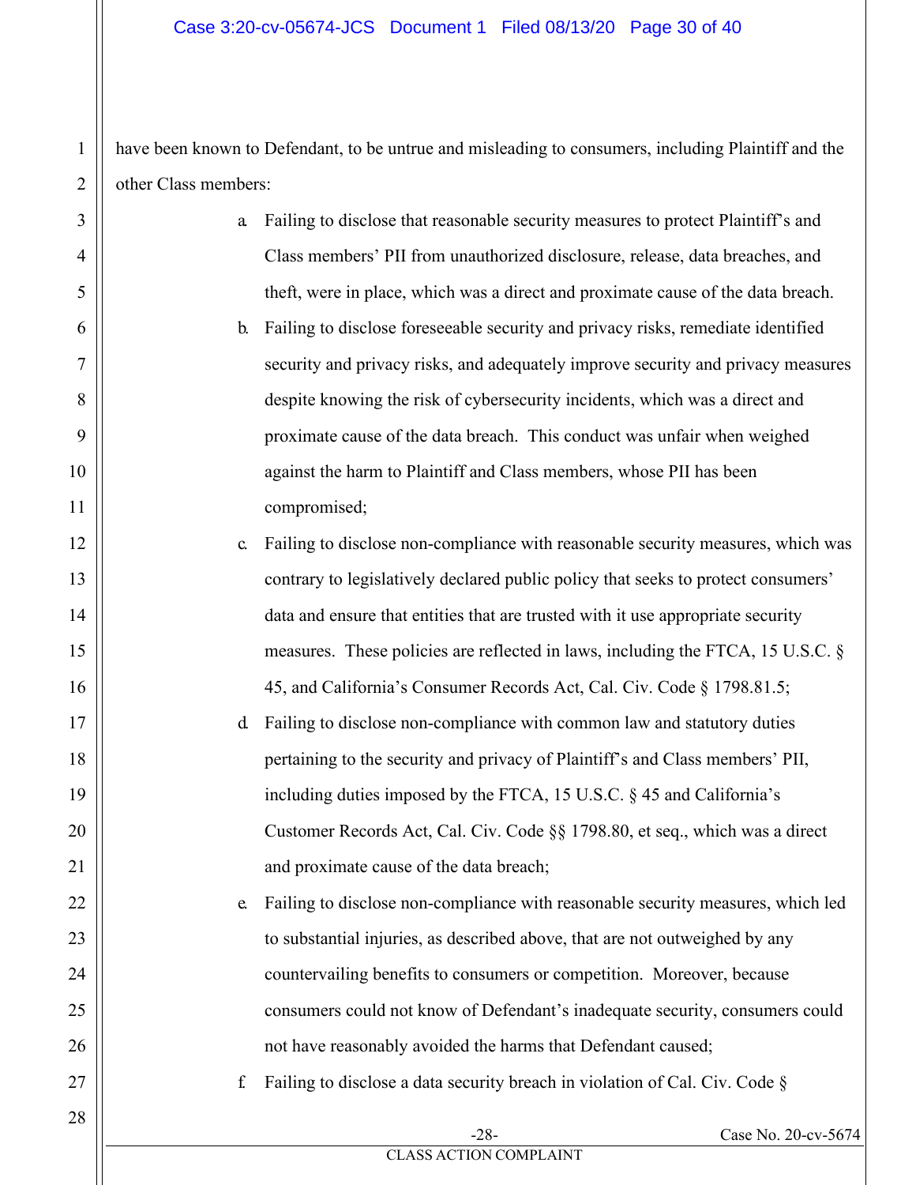have been known to Defendant, to be untrue and misleading to consumers, including Plaintiff and the other Class members:

a. Failing to disclose that reasonable security measures to protect Plaintiff's and Class members' PII from unauthorized disclosure, release, data breaches, and theft, were in place, which was a direct and proximate cause of the data breach.

b. Failing to disclose foreseeable security and privacy risks, remediate identified security and privacy risks, and adequately improve security and privacy measures despite knowing the risk of cybersecurity incidents, which was a direct and proximate cause of the data breach. This conduct was unfair when weighed against the harm to Plaintiff and Class members, whose PII has been compromised;

c. Failing to disclose non-compliance with reasonable security measures, which was contrary to legislatively declared public policy that seeks to protect consumers' data and ensure that entities that are trusted with it use appropriate security measures. These policies are reflected in laws, including the FTCA, 15 U.S.C. § 45, and California's Consumer Records Act, Cal. Civ. Code § 1798.81.5;

d. Failing to disclose non-compliance with common law and statutory duties pertaining to the security and privacy of Plaintiff's and Class members' PII, including duties imposed by the FTCA, 15 U.S.C. § 45 and California's Customer Records Act, Cal. Civ. Code §§ 1798.80, et seq., which was a direct and proximate cause of the data breach;

e. Failing to disclose non-compliance with reasonable security measures, which led to substantial injuries, as described above, that are not outweighed by any countervailing benefits to consumers or competition. Moreover, because consumers could not know of Defendant's inadequate security, consumers could not have reasonably avoided the harms that Defendant caused;

f. Failing to disclose a data security breach in violation of Cal. Civ. Code §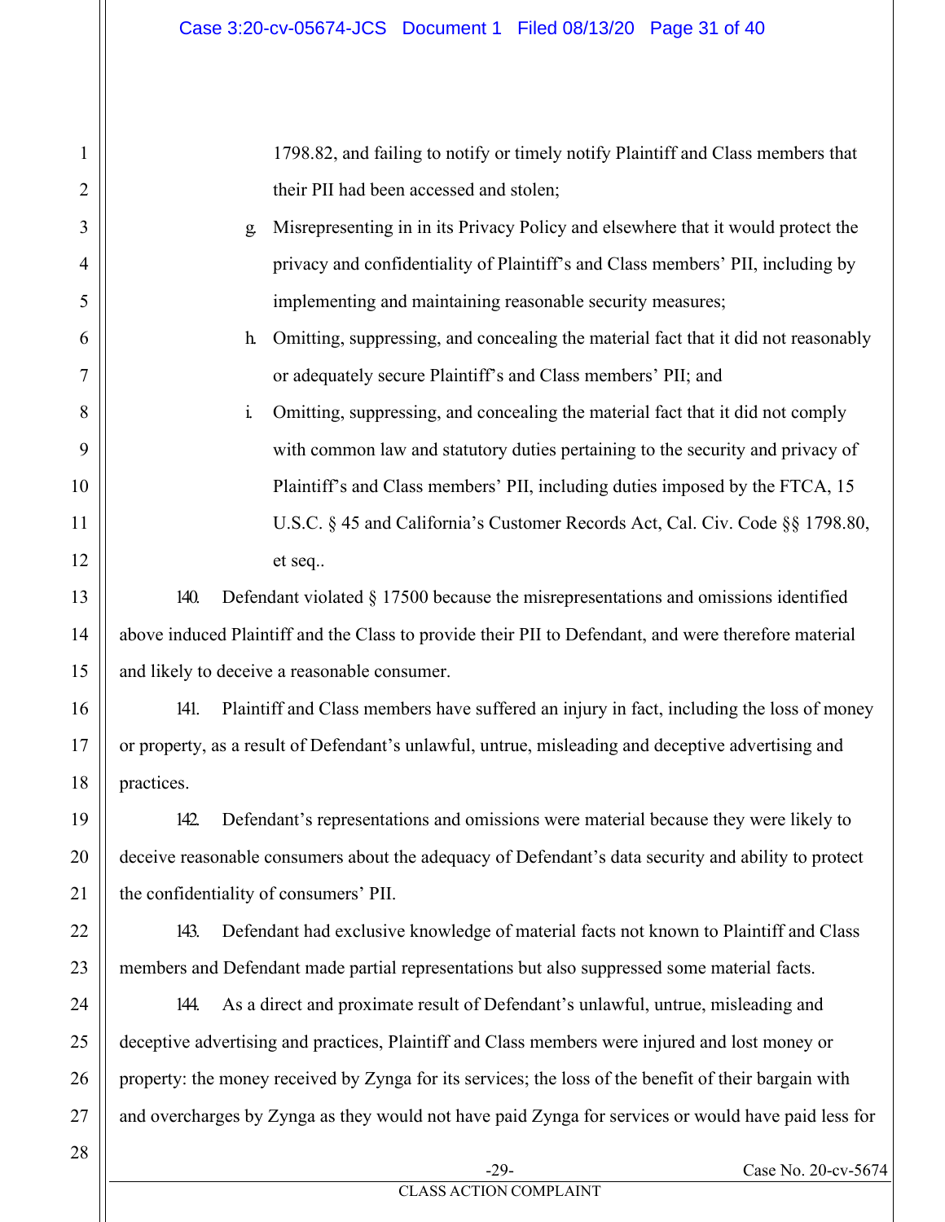1798.82, and failing to notify or timely notify Plaintiff and Class members that their PII had been accessed and stolen;

g. Misrepresenting in in its Privacy Policy and elsewhere that it would protect the privacy and confidentiality of Plaintiff's and Class members' PII, including by implementing and maintaining reasonable security measures;

h. Omitting, suppressing, and concealing the material fact that it did not reasonably or adequately secure Plaintiff's and Class members' PII; and

i. Omitting, suppressing, and concealing the material fact that it did not comply with common law and statutory duties pertaining to the security and privacy of Plaintiff's and Class members' PII, including duties imposed by the FTCA, 15 U.S.C. § 45 and California's Customer Records Act, Cal. Civ. Code §§ 1798.80, et seq..

140. Defendant violated § 17500 because the misrepresentations and omissions identified above induced Plaintiff and the Class to provide their PII to Defendant, and were therefore material and likely to deceive a reasonable consumer.

141. Plaintiff and Class members have suffered an injury in fact, including the loss of money or property, as a result of Defendant's unlawful, untrue, misleading and deceptive advertising and practices.

142. Defendant's representations and omissions were material because they were likely to deceive reasonable consumers about the adequacy of Defendant's data security and ability to protect the confidentiality of consumers' PII.

143. Defendant had exclusive knowledge of material facts not known to Plaintiff and Class members and Defendant made partial representations but also suppressed some material facts.

144. As a direct and proximate result of Defendant's unlawful, untrue, misleading and deceptive advertising and practices, Plaintiff and Class members were injured and lost money or property: the money received by Zynga for its services; the loss of the benefit of their bargain with and overcharges by Zynga as they would not have paid Zynga for services or would have paid less for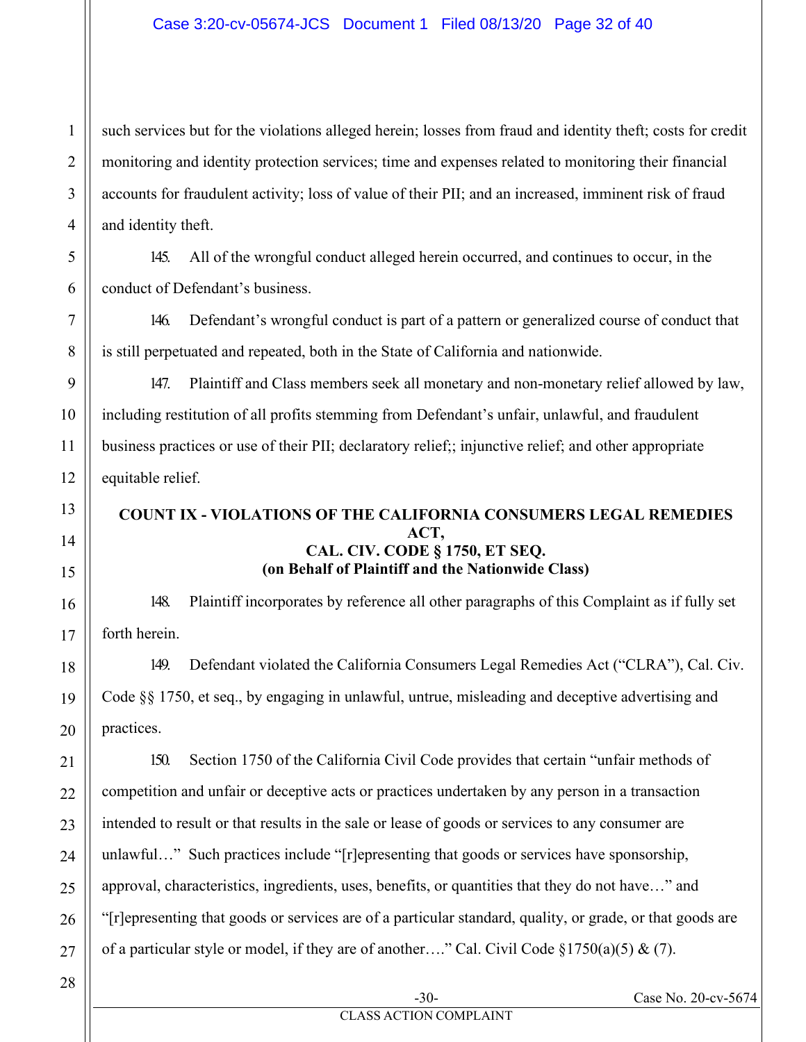such services but for the violations alleged herein; losses from fraud and identity theft; costs for credit monitoring and identity protection services; time and expenses related to monitoring their financial accounts for fraudulent activity; loss of value of their PII; and an increased, imminent risk of fraud and identity theft.

145. All of the wrongful conduct alleged herein occurred, and continues to occur, in the conduct of Defendant's business.

146. Defendant's wrongful conduct is part of a pattern or generalized course of conduct that is still perpetuated and repeated, both in the State of California and nationwide.

147. Plaintiff and Class members seek all monetary and non-monetary relief allowed by law, including restitution of all profits stemming from Defendant's unfair, unlawful, and fraudulent business practices or use of their PII; declaratory relief;; injunctive relief; and other appropriate equitable relief.

**COUNT IX - VIOLATIONS OF THE CALIFORNIA CONSUMERS LEGAL REMEDIES ACT,
CAL. CIV. CODE § 1750, ET SEQ.
(on Behalf of Plaintiff and the Nationwide Class)**

148. Plaintiff incorporates by reference all other paragraphs of this Complaint as if fully set forth herein.

149. Defendant violated the California Consumers Legal Remedies Act ("CLRA"), Cal. Civ. Code §§ 1750, et seq., by engaging in unlawful, untrue, misleading and deceptive advertising and practices.

150. Section 1750 of the California Civil Code provides that certain "unfair methods of competition and unfair or deceptive acts or practices undertaken by any person in a transaction intended to result or that results in the sale or lease of goods or services to any consumer are unlawful…" Such practices include "[r]epresenting that goods or services have sponsorship, approval, characteristics, ingredients, uses, benefits, or quantities that they do not have…" and "[r]epresenting that goods or services are of a particular standard, quality, or grade, or that goods are of a particular style or model, if they are of another…." Cal. Civil Code §1750(a)(5) & (7).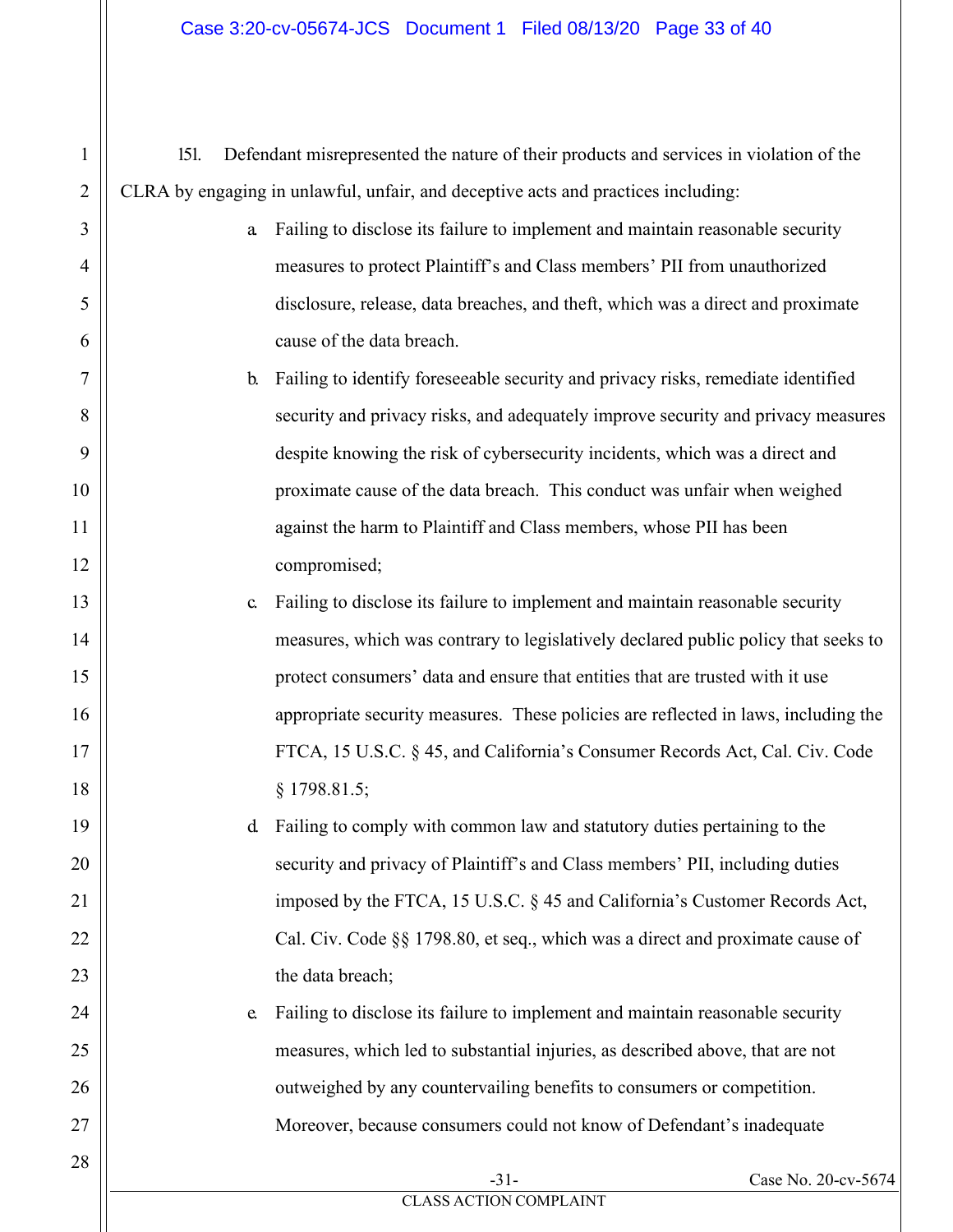151. Defendant misrepresented the nature of their products and services in violation of the CLRA by engaging in unlawful, unfair, and deceptive acts and practices including:

a. Failing to disclose its failure to implement and maintain reasonable security measures to protect Plaintiff's and Class members' PII from unauthorized disclosure, release, data breaches, and theft, which was a direct and proximate cause of the data breach.

b. Failing to identify foreseeable security and privacy risks, remediate identified security and privacy risks, and adequately improve security and privacy measures despite knowing the risk of cybersecurity incidents, which was a direct and proximate cause of the data breach. This conduct was unfair when weighed against the harm to Plaintiff and Class members, whose PII has been compromised;

c. Failing to disclose its failure to implement and maintain reasonable security measures, which was contrary to legislatively declared public policy that seeks to protect consumers' data and ensure that entities that are trusted with it use appropriate security measures. These policies are reflected in laws, including the FTCA, 15 U.S.C. § 45, and California's Consumer Records Act, Cal. Civ. Code § 1798.81.5;

d. Failing to comply with common law and statutory duties pertaining to the security and privacy of Plaintiff's and Class members' PII, including duties imposed by the FTCA, 15 U.S.C. § 45 and California's Customer Records Act, Cal. Civ. Code §§ 1798.80, et seq., which was a direct and proximate cause of the data breach;

e. Failing to disclose its failure to implement and maintain reasonable security measures, which led to substantial injuries, as described above, that are not outweighed by any countervailing benefits to consumers or competition. Moreover, because consumers could not know of Defendant's inadequate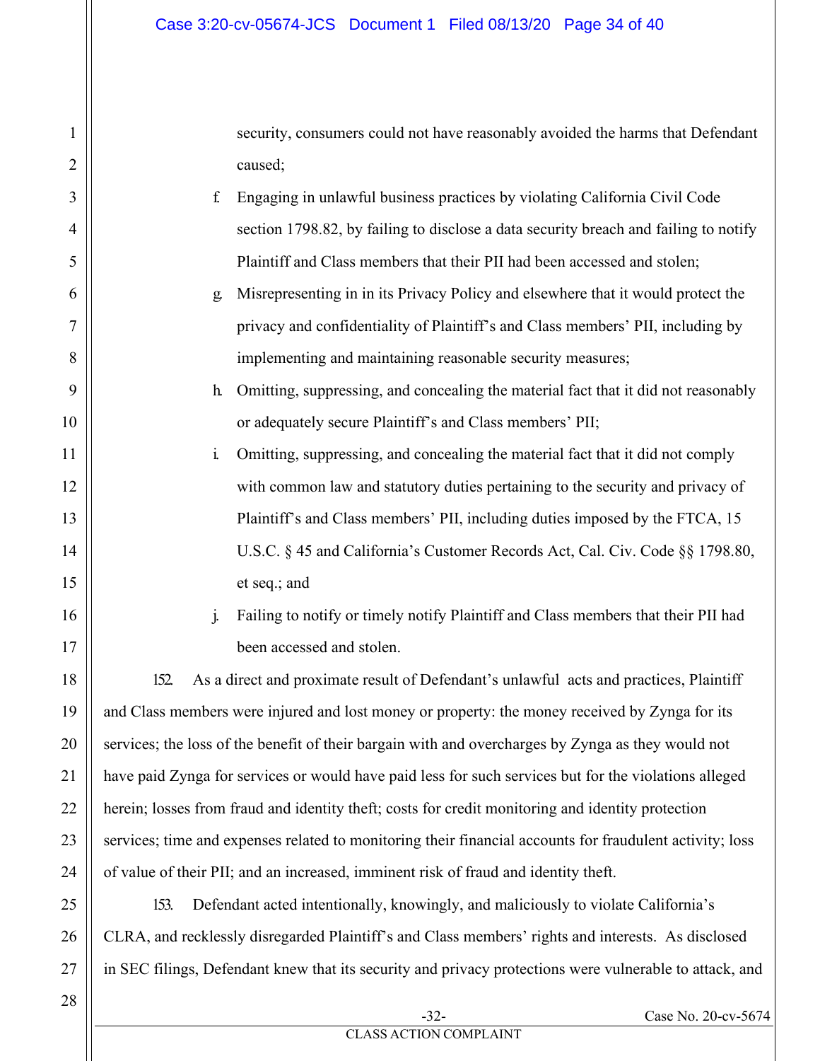security, consumers could not have reasonably avoided the harms that Defendant caused;

f. Engaging in unlawful business practices by violating California Civil Code section 1798.82, by failing to disclose a data security breach and failing to notify Plaintiff and Class members that their PII had been accessed and stolen;

g. Misrepresenting in in its Privacy Policy and elsewhere that it would protect the privacy and confidentiality of Plaintiff's and Class members' PII, including by implementing and maintaining reasonable security measures;

h. Omitting, suppressing, and concealing the material fact that it did not reasonably or adequately secure Plaintiff's and Class members' PII;

i. Omitting, suppressing, and concealing the material fact that it did not comply with common law and statutory duties pertaining to the security and privacy of Plaintiff's and Class members' PII, including duties imposed by the FTCA, 15 U.S.C. § 45 and California's Customer Records Act, Cal. Civ. Code §§ 1798.80, et seq.; and

j. Failing to notify or timely notify Plaintiff and Class members that their PII had been accessed and stolen.

152. As a direct and proximate result of Defendant's unlawful acts and practices, Plaintiff and Class members were injured and lost money or property: the money received by Zynga for its services; the loss of the benefit of their bargain with and overcharges by Zynga as they would not have paid Zynga for services or would have paid less for such services but for the violations alleged herein; losses from fraud and identity theft; costs for credit monitoring and identity protection services; time and expenses related to monitoring their financial accounts for fraudulent activity; loss of value of their PII; and an increased, imminent risk of fraud and identity theft.

153. Defendant acted intentionally, knowingly, and maliciously to violate California's CLRA, and recklessly disregarded Plaintiff's and Class members' rights and interests. As disclosed in SEC filings, Defendant knew that its security and privacy protections were vulnerable to attack, and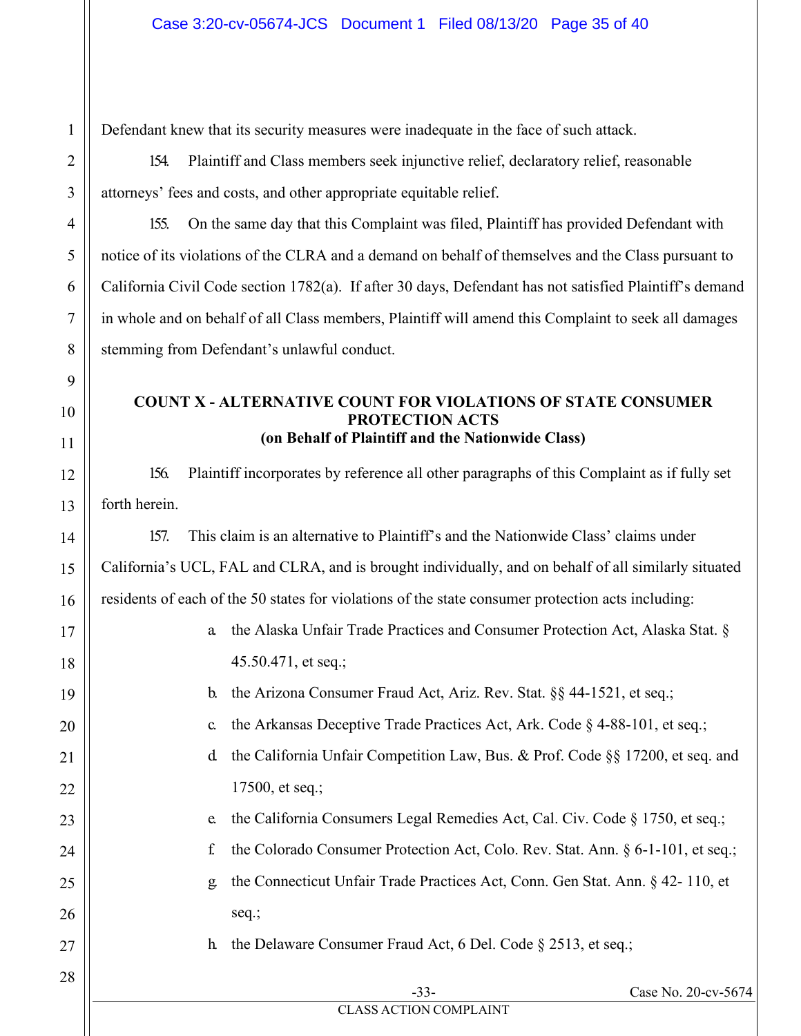Defendant knew that its security measures were inadequate in the face of such attack.

154. Plaintiff and Class members seek injunctive relief, declaratory relief, reasonable attorneys' fees and costs, and other appropriate equitable relief.

155. On the same day that this Complaint was filed, Plaintiff has provided Defendant with notice of its violations of the CLRA and a demand on behalf of themselves and the Class pursuant to California Civil Code section 1782(a). If after 30 days, Defendant has not satisfied Plaintiff's demand in whole and on behalf of all Class members, Plaintiff will amend this Complaint to seek all damages stemming from Defendant's unlawful conduct.

**COUNT X - ALTERNATIVE COUNT FOR VIOLATIONS OF STATE CONSUMER PROTECTION ACTS**
**(on Behalf of Plaintiff and the Nationwide Class)**

156. Plaintiff incorporates by reference all other paragraphs of this Complaint as if fully set forth herein.

157. This claim is an alternative to Plaintiff's and the Nationwide Class' claims under California's UCL, FAL and CLRA, and is brought individually, and on behalf of all similarly situated residents of each of the 50 states for violations of the state consumer protection acts including:

a. the Alaska Unfair Trade Practices and Consumer Protection Act, Alaska Stat. § 45.50.471, et seq.;

b. the Arizona Consumer Fraud Act, Ariz. Rev. Stat. §§ 44-1521, et seq.;

c. the Arkansas Deceptive Trade Practices Act, Ark. Code § 4-88-101, et seq.;

d. the California Unfair Competition Law, Bus. & Prof. Code §§ 17200, et seq. and 17500, et seq.;

e. the California Consumers Legal Remedies Act, Cal. Civ. Code § 1750, et seq.;

f. the Colorado Consumer Protection Act, Colo. Rev. Stat. Ann. § 6-1-101, et seq.;

g. the Connecticut Unfair Trade Practices Act, Conn. Gen Stat. Ann. § 42- 110, et seq.;

h. the Delaware Consumer Fraud Act, 6 Del. Code § 2513, et seq.;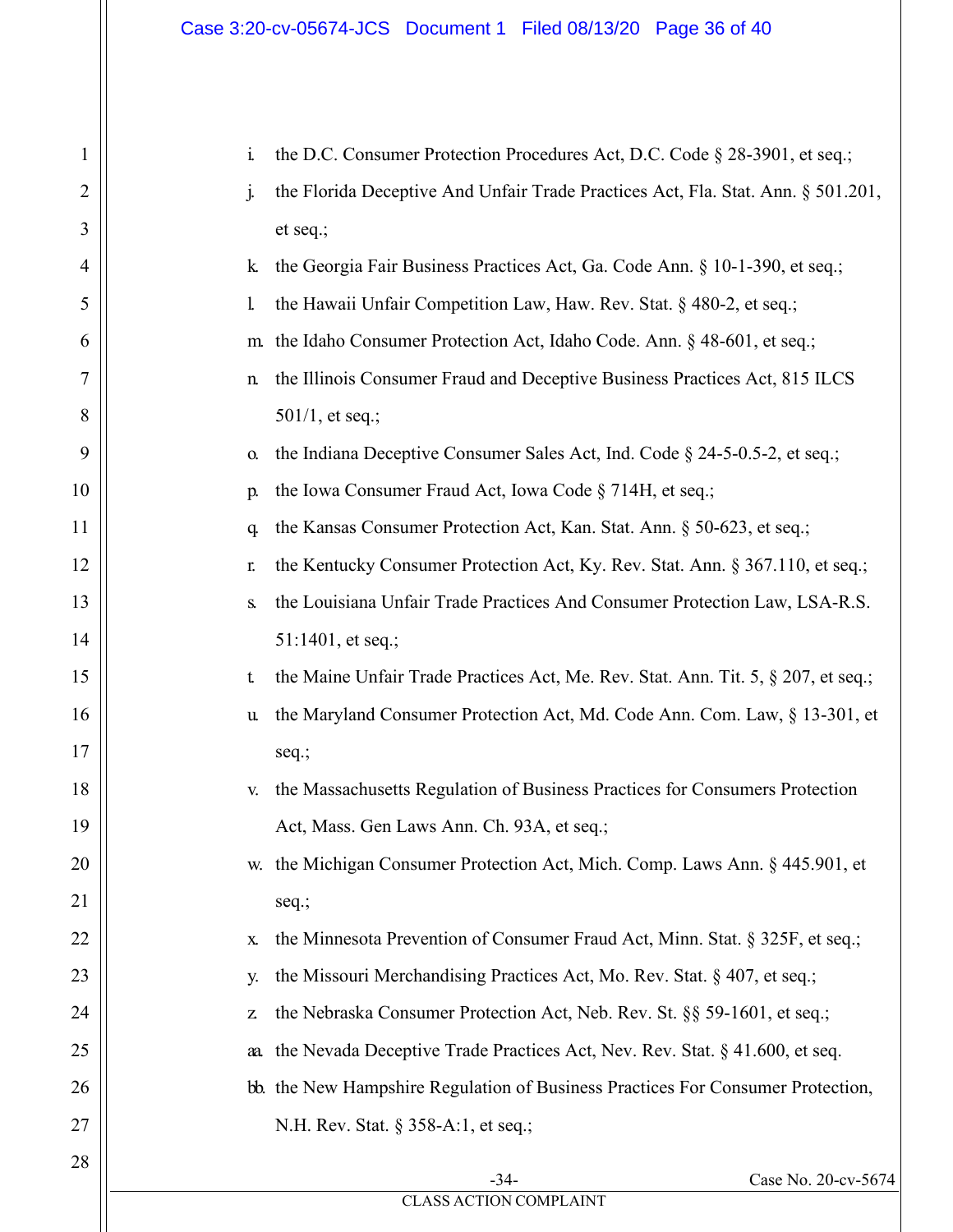i. the D.C. Consumer Protection Procedures Act, D.C. Code § 28-3901, et seq.;

j. the Florida Deceptive And Unfair Trade Practices Act, Fla. Stat. Ann. § 501.201, et seq.;

k. the Georgia Fair Business Practices Act, Ga. Code Ann. § 10-1-390, et seq.;

l. the Hawaii Unfair Competition Law, Haw. Rev. Stat. § 480-2, et seq.;

m. the Idaho Consumer Protection Act, Idaho Code. Ann. § 48-601, et seq.;

n. the Illinois Consumer Fraud and Deceptive Business Practices Act, 815 ILCS 501/1, et seq.;

o. the Indiana Deceptive Consumer Sales Act, Ind. Code § 24-5-0.5-2, et seq.;

p. the Iowa Consumer Fraud Act, Iowa Code § 714H, et seq.;

q. the Kansas Consumer Protection Act, Kan. Stat. Ann. § 50-623, et seq.;

r. the Kentucky Consumer Protection Act, Ky. Rev. Stat. Ann. § 367.110, et seq.;

s. the Louisiana Unfair Trade Practices And Consumer Protection Law, LSA-R.S. 51:1401, et seq.;

t. the Maine Unfair Trade Practices Act, Me. Rev. Stat. Ann. Tit. 5, § 207, et seq.;

u. the Maryland Consumer Protection Act, Md. Code Ann. Com. Law, § 13-301, et seq.;

v. the Massachusetts Regulation of Business Practices for Consumers Protection Act, Mass. Gen Laws Ann. Ch. 93A, et seq.;

w. the Michigan Consumer Protection Act, Mich. Comp. Laws Ann. § 445.901, et seq.;

x. the Minnesota Prevention of Consumer Fraud Act, Minn. Stat. § 325F, et seq.;

y. the Missouri Merchandising Practices Act, Mo. Rev. Stat. § 407, et seq.;

z. the Nebraska Consumer Protection Act, Neb. Rev. St. §§ 59-1601, et seq.;

aa. the Nevada Deceptive Trade Practices Act, Nev. Rev. Stat. § 41.600, et seq.

bb. the New Hampshire Regulation of Business Practices For Consumer Protection, N.H. Rev. Stat. § 358-A:1, et seq.;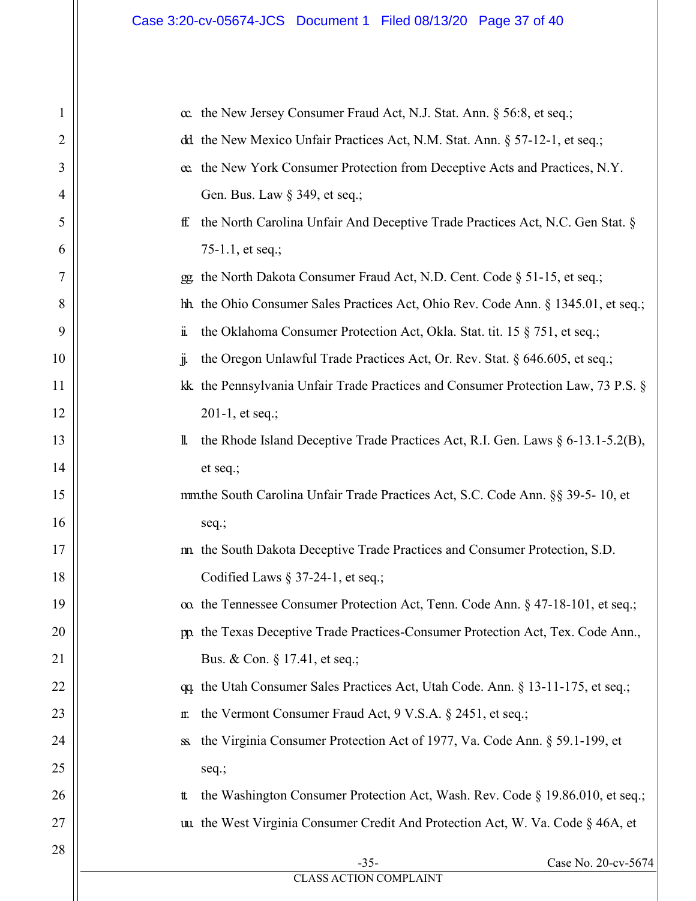cc. the New Jersey Consumer Fraud Act, N.J. Stat. Ann. § 56:8, et seq.;

dd. the New Mexico Unfair Practices Act, N.M. Stat. Ann. § 57-12-1, et seq.;

ee. the New York Consumer Protection from Deceptive Acts and Practices, N.Y. Gen. Bus. Law § 349, et seq.;

ff. the North Carolina Unfair And Deceptive Trade Practices Act, N.C. Gen Stat. § 75-1.1, et seq.;

gg. the North Dakota Consumer Fraud Act, N.D. Cent. Code § 51-15, et seq.;

hh. the Ohio Consumer Sales Practices Act, Ohio Rev. Code Ann. § 1345.01, et seq.;

ii. the Oklahoma Consumer Protection Act, Okla. Stat. tit. 15 § 751, et seq.;

jj. the Oregon Unlawful Trade Practices Act, Or. Rev. Stat. § 646.605, et seq.;

kk. the Pennsylvania Unfair Trade Practices and Consumer Protection Law, 73 P.S. § 201-1, et seq.;

ll. the Rhode Island Deceptive Trade Practices Act, R.I. Gen. Laws § 6-13.1-5.2(B), et seq.;

mm. the South Carolina Unfair Trade Practices Act, S.C. Code Ann. §§ 39-5- 10, et seq.;

nn. the South Dakota Deceptive Trade Practices and Consumer Protection, S.D. Codified Laws § 37-24-1, et seq.;

oo. the Tennessee Consumer Protection Act, Tenn. Code Ann. § 47-18-101, et seq.;

pp. the Texas Deceptive Trade Practices-Consumer Protection Act, Tex. Code Ann., Bus. & Con. § 17.41, et seq.;

qq. the Utah Consumer Sales Practices Act, Utah Code. Ann. § 13-11-175, et seq.;

rr. the Vermont Consumer Fraud Act, 9 V.S.A. § 2451, et seq.;

ss. the Virginia Consumer Protection Act of 1977, Va. Code Ann. § 59.1-199, et seq.;

tt. the Washington Consumer Protection Act, Wash. Rev. Code § 19.86.010, et seq.;

uu. the West Virginia Consumer Credit And Protection Act, W. Va. Code § 46A, et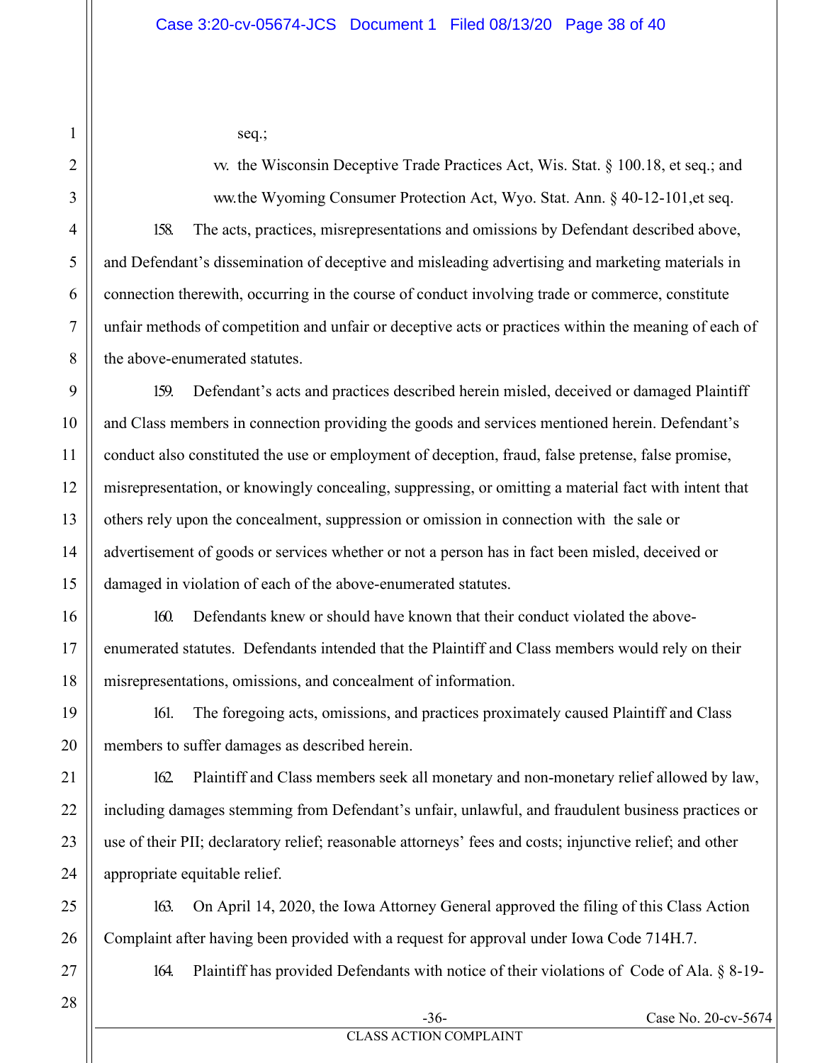seq.;

vv. the Wisconsin Deceptive Trade Practices Act, Wis. Stat. § 100.18, et seq.; and

ww. the Wyoming Consumer Protection Act, Wyo. Stat. Ann. § 40-12-101,et seq.

158. The acts, practices, misrepresentations and omissions by Defendant described above, and Defendant's dissemination of deceptive and misleading advertising and marketing materials in connection therewith, occurring in the course of conduct involving trade or commerce, constitute unfair methods of competition and unfair or deceptive acts or practices within the meaning of each of the above-enumerated statutes.

159. Defendant's acts and practices described herein misled, deceived or damaged Plaintiff and Class members in connection providing the goods and services mentioned herein. Defendant's conduct also constituted the use or employment of deception, fraud, false pretense, false promise, misrepresentation, or knowingly concealing, suppressing, or omitting a material fact with intent that others rely upon the concealment, suppression or omission in connection with the sale or advertisement of goods or services whether or not a person has in fact been misled, deceived or damaged in violation of each of the above-enumerated statutes.

160. Defendants knew or should have known that their conduct violated the above-enumerated statutes. Defendants intended that the Plaintiff and Class members would rely on their misrepresentations, omissions, and concealment of information.

161. The foregoing acts, omissions, and practices proximately caused Plaintiff and Class members to suffer damages as described herein.

162. Plaintiff and Class members seek all monetary and non-monetary relief allowed by law, including damages stemming from Defendant's unfair, unlawful, and fraudulent business practices or use of their PII; declaratory relief; reasonable attorneys' fees and costs; injunctive relief; and other appropriate equitable relief.

163. On April 14, 2020, the Iowa Attorney General approved the filing of this Class Action Complaint after having been provided with a request for approval under Iowa Code 714H.7.

164. Plaintiff has provided Defendants with notice of their violations of Code of Ala. § 8-19-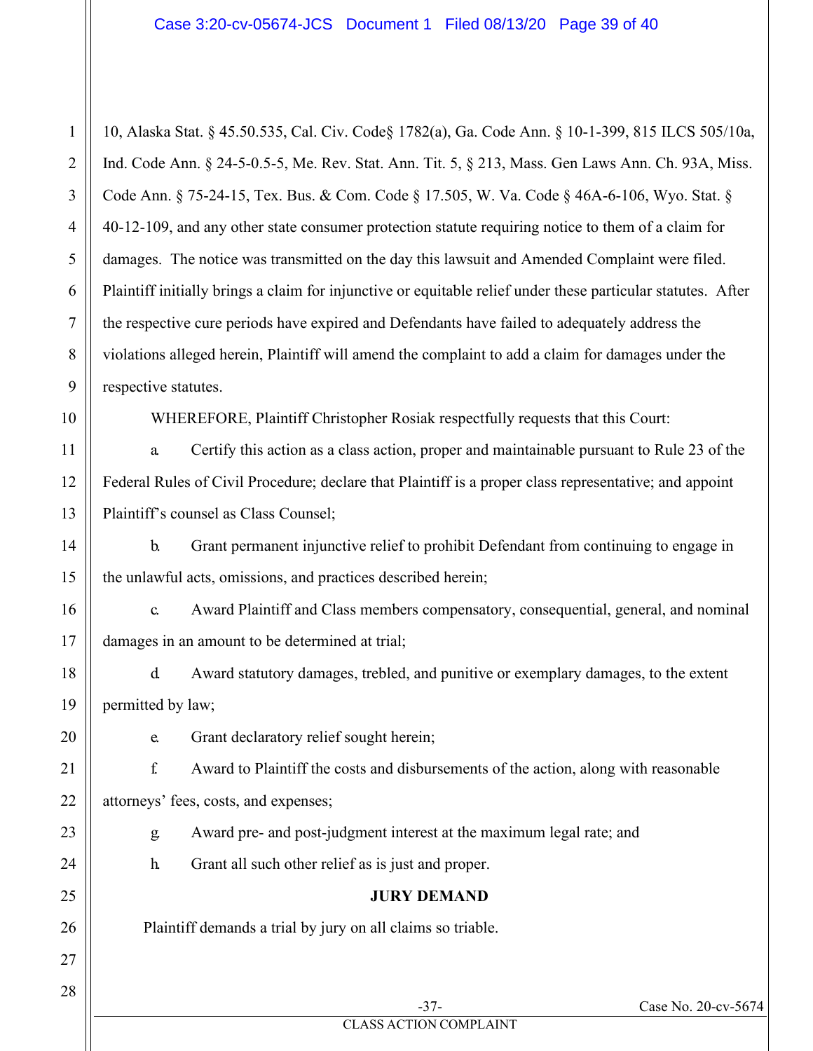10, Alaska Stat. § 45.50.535, Cal. Civ. Code§ 1782(a), Ga. Code Ann. § 10-1-399, 815 ILCS 505/10a, Ind. Code Ann. § 24-5-0.5-5, Me. Rev. Stat. Ann. Tit. 5, § 213, Mass. Gen Laws Ann. Ch. 93A, Miss. Code Ann. § 75-24-15, Tex. Bus. & Com. Code § 17.505, W. Va. Code § 46A-6-106, Wyo. Stat. § 40-12-109, and any other state consumer protection statute requiring notice to them of a claim for damages. The notice was transmitted on the day this lawsuit and Amended Complaint were filed. Plaintiff initially brings a claim for injunctive or equitable relief under these particular statutes. After the respective cure periods have expired and Defendants have failed to adequately address the violations alleged herein, Plaintiff will amend the complaint to add a claim for damages under the respective statutes.

WHEREFORE, Plaintiff Christopher Rosiak respectfully requests that this Court:

a. Certify this action as a class action, proper and maintainable pursuant to Rule 23 of the Federal Rules of Civil Procedure; declare that Plaintiff is a proper class representative; and appoint Plaintiff's counsel as Class Counsel;

b. Grant permanent injunctive relief to prohibit Defendant from continuing to engage in the unlawful acts, omissions, and practices described herein;

c. Award Plaintiff and Class members compensatory, consequential, general, and nominal damages in an amount to be determined at trial;

d. Award statutory damages, trebled, and punitive or exemplary damages, to the extent permitted by law;

e. Grant declaratory relief sought herein;

f. Award to Plaintiff the costs and disbursements of the action, along with reasonable attorneys' fees, costs, and expenses;

g. Award pre- and post-judgment interest at the maximum legal rate; and

h. Grant all such other relief as is just and proper.

**JURY DEMAND**

Plaintiff demands a trial by jury on all claims so triable.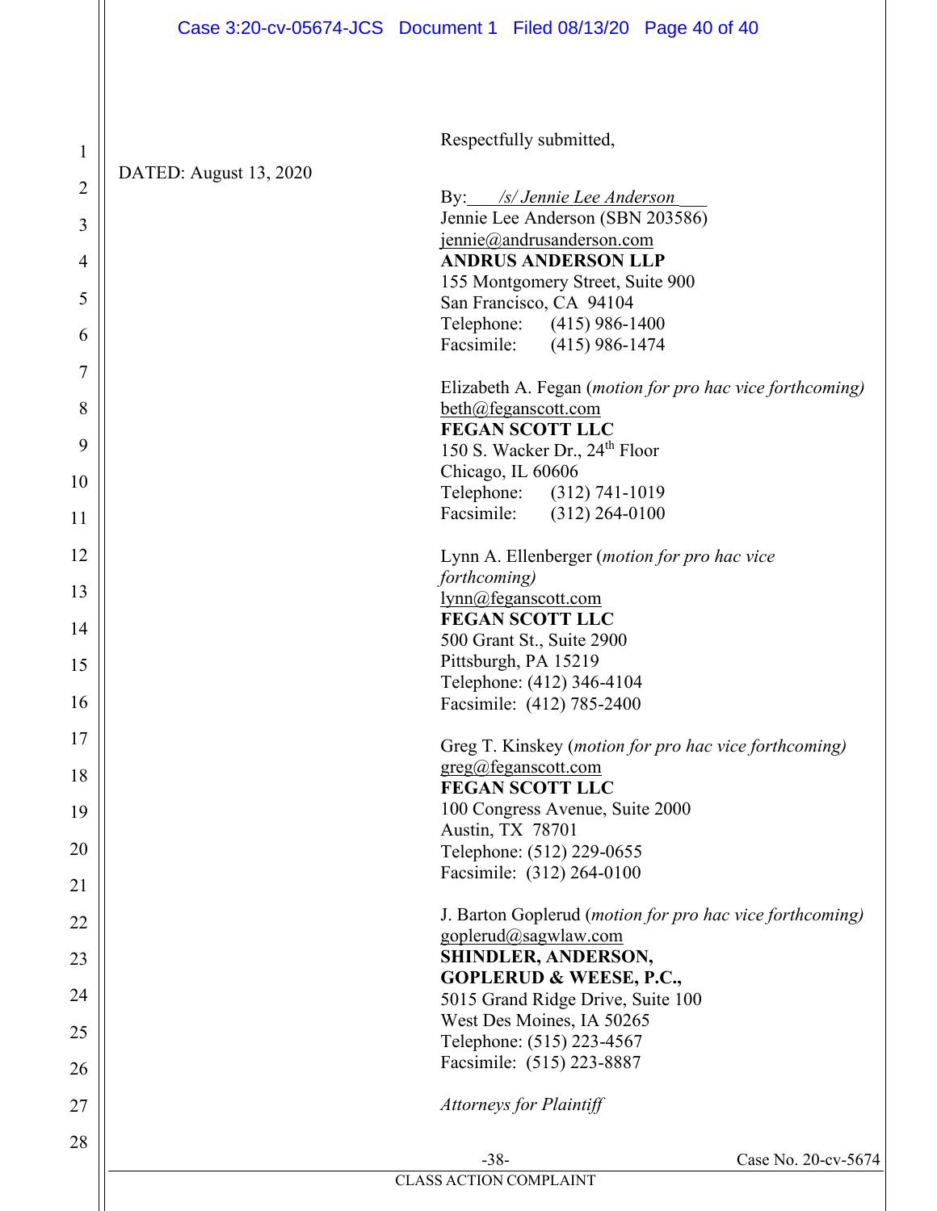DATED: August 13, 2020

Respectfully submitted,

By: */s/ Jennie Lee Anderson*
Jennie Lee Anderson (SBN 203586)
jennie@andrusanderson.com
**ANDRUS ANDERSON LLP**
155 Montgomery Street, Suite 900
San Francisco, CA 94104
Telephone: (415) 986-1400
Facsimile: (415) 986-1474

Elizabeth A. Fegan (*motion for pro hac vice forthcoming)*
beth@feganscott.com
**FEGAN SCOTT LLC**
150 S. Wacker Dr., 24th Floor
Chicago, IL 60606
Telephone: (312) 741-1019
Facsimile: (312) 264-0100

Lynn A. Ellenberger (*motion for pro hac vice forthcoming)*
lynn@feganscott.com
**FEGAN SCOTT LLC**
500 Grant St., Suite 2900
Pittsburgh, PA 15219
Telephone: (412) 346-4104
Facsimile: (412) 785-2400

Greg T. Kinskey (*motion for pro hac vice forthcoming)*
greg@feganscott.com
**FEGAN SCOTT LLC**
100 Congress Avenue, Suite 2000
Austin, TX 78701
Telephone: (512) 229-0655
Facsimile: (312) 264-0100

J. Barton Goplerud (*motion for pro hac vice forthcoming)*
goplerud@sagwlaw.com
**SHINDLER, ANDERSON, GOPLERUD & WEESE, P.C.,**
5015 Grand Ridge Drive, Suite 100
West Des Moines, IA 50265
Telephone: (515) 223-4567
Facsimile: (515) 223-8887

*Attorneys for Plaintiff*